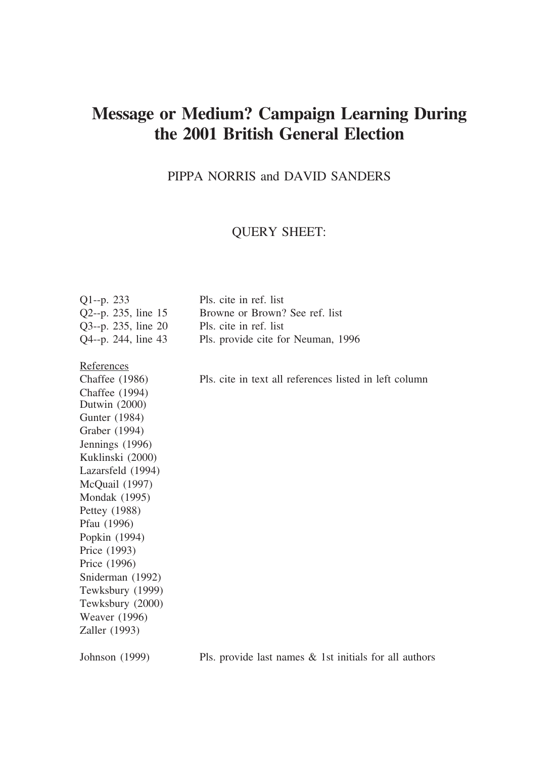# Message or Medium? Campaign Learning During the 2001 British General Election

PIPPA NORRIS and DAVID SANDERS

QUERY SHEET:

| | |
|---|---|
| Q1--p. 233 | Pls. cite in ref. list |
| Q2--p. 235, line 15 | Browne or Brown? See ref. list |
| Q3--p. 235, line 20 | Pls. cite in ref. list |
| Q4--p. 244, line 43 | Pls. provide cite for Neuman, 1996 |

References

| | |
|---|---|
| Chaffee (1986) | Pls. cite in text all references listed in left column |
| Chaffee (1994) | |
| Dutwin (2000) | |
| Gunter (1984) | |
| Graber (1994) | |
| Jennings (1996) | |
| Kuklinski (2000) | |
| Lazarsfeld (1994) | |
| McQuail (1997) | |
| Mondak (1995) | |
| Pettey (1988) | |
| Pfau (1996) | |
| Popkin (1994) | |
| Price (1993) | |
| Price (1996) | |
| Sniderman (1992) | |
| Tewksbury (1999) | |
| Tewksbury (2000) | |
| Weaver (1996) | |
| Zaller (1993) | |

| | |
|---|---|
| Johnson (1999) | Pls. provide last names & 1st initials for all authors |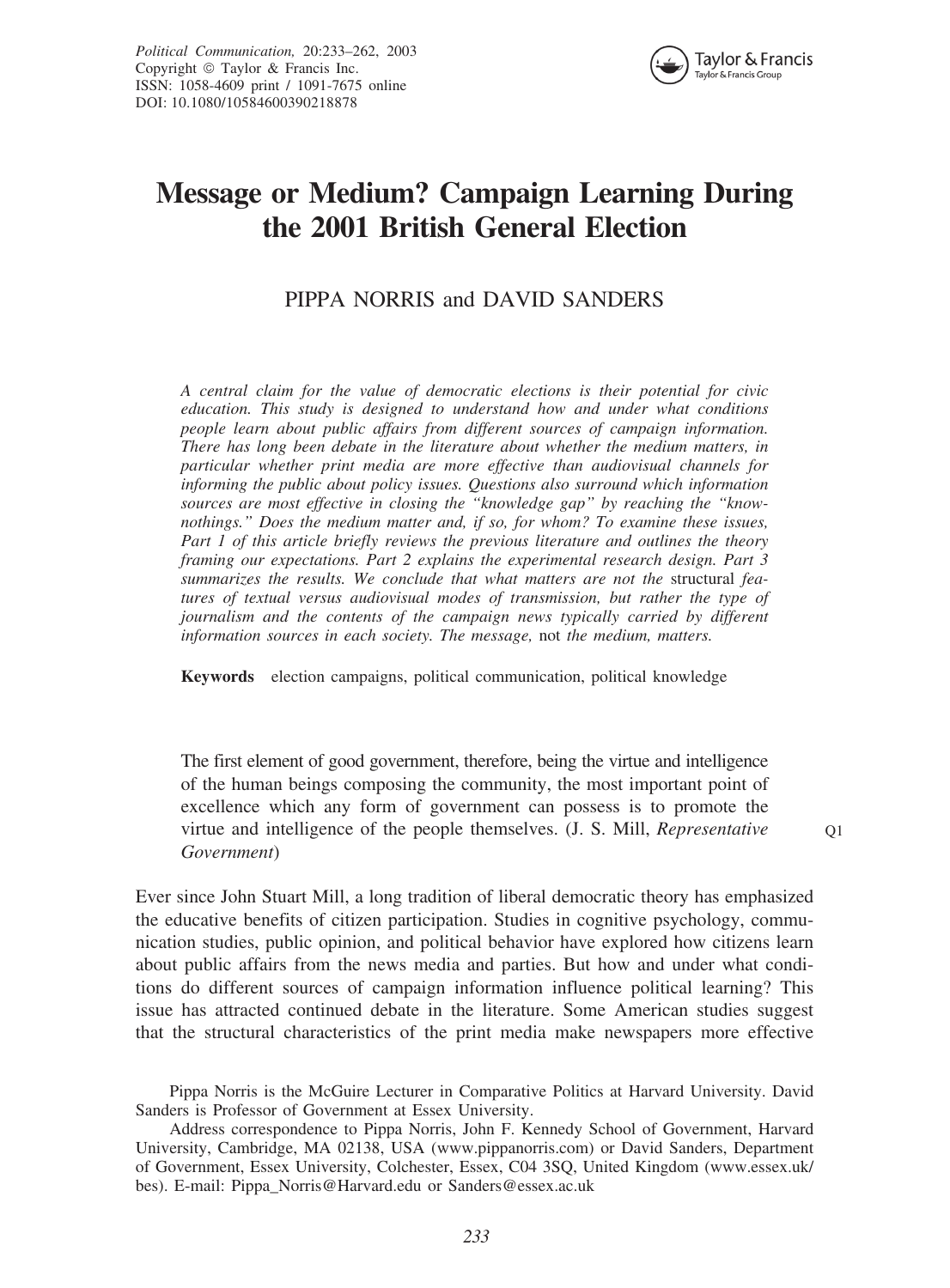# Message or Medium? Campaign Learning During the 2001 British General Election

PIPPA NORRIS and DAVID SANDERS

*A central claim for the value of democratic elections is their potential for civic education. This study is designed to understand how and under what conditions people learn about public affairs from different sources of campaign information. There has long been debate in the literature about whether the medium matters, in particular whether print media are more effective than audiovisual channels for informing the public about policy issues. Questions also surround which information sources are most effective in closing the "knowledge gap" by reaching the "know-nothings." Does the medium matter and, if so, for whom? To examine these issues, Part 1 of this article briefly reviews the previous literature and outlines the theory framing our expectations. Part 2 explains the experimental research design. Part 3 summarizes the results. We conclude that what matters are not the* structural *features of textual versus audiovisual modes of transmission, but rather the type of journalism and the contents of the campaign news typically carried by different information sources in each society. The message,* not *the medium, matters.*

**Keywords** election campaigns, political communication, political knowledge

> The first element of good government, therefore, being the virtue and intelligence of the human beings composing the community, the most important point of excellence which any form of government can possess is to promote the virtue and intelligence of the people themselves. (J. S. Mill, *Representative Government*)

Q1

Ever since John Stuart Mill, a long tradition of liberal democratic theory has emphasized the educative benefits of citizen participation. Studies in cognitive psychology, communication studies, public opinion, and political behavior have explored how citizens learn about public affairs from the news media and parties. But how and under what conditions do different sources of campaign information influence political learning? This issue has attracted continued debate in the literature. Some American studies suggest that the structural characteristics of the print media make newspapers more effective

Pippa Norris is the McGuire Lecturer in Comparative Politics at Harvard University. David Sanders is Professor of Government at Essex University.

Address correspondence to Pippa Norris, John F. Kennedy School of Government, Harvard University, Cambridge, MA 02138, USA (www.pippanorris.com) or David Sanders, Department of Government, Essex University, Colchester, Essex, C04 3SQ, United Kingdom (www.essex.uk/bes). E-mail: Pippa_Norris@Harvard.edu or Sanders@essex.ac.uk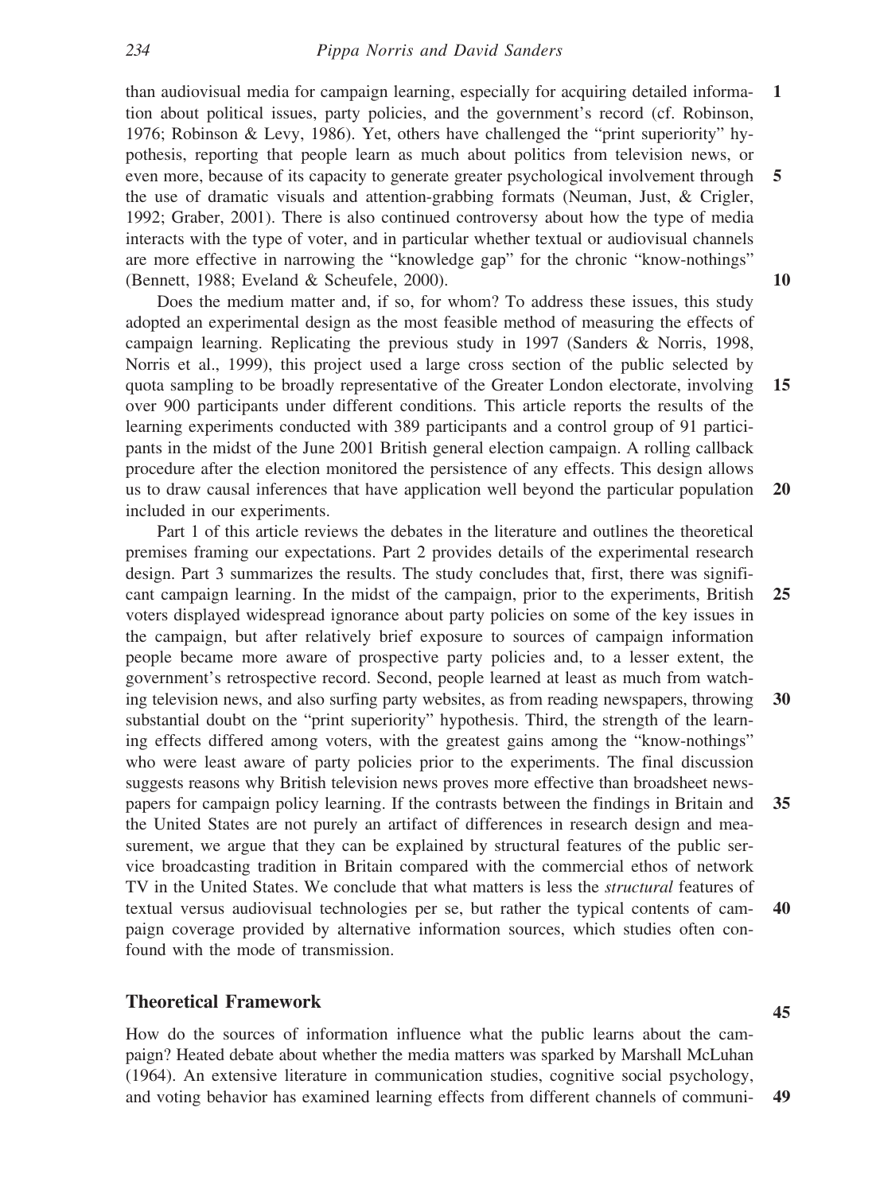than audiovisual media for campaign learning, especially for acquiring detailed information about political issues, party policies, and the government's record (cf. Robinson, 1976; Robinson & Levy, 1986). Yet, others have challenged the "print superiority" hypothesis, reporting that people learn as much about politics from television news, or even more, because of its capacity to generate greater psychological involvement through the use of dramatic visuals and attention-grabbing formats (Neuman, Just, & Crigler, 1992; Graber, 2001). There is also continued controversy about how the type of media interacts with the type of voter, and in particular whether textual or audiovisual channels are more effective in narrowing the "knowledge gap" for the chronic "know-nothings" (Bennett, 1988; Eveland & Scheufele, 2000).

Does the medium matter and, if so, for whom? To address these issues, this study adopted an experimental design as the most feasible method of measuring the effects of campaign learning. Replicating the previous study in 1997 (Sanders & Norris, 1998, Norris et al., 1999), this project used a large cross section of the public selected by quota sampling to be broadly representative of the Greater London electorate, involving over 900 participants under different conditions. This article reports the results of the learning experiments conducted with 389 participants and a control group of 91 participants in the midst of the June 2001 British general election campaign. A rolling callback procedure after the election monitored the persistence of any effects. This design allows us to draw causal inferences that have application well beyond the particular population included in our experiments.

Part 1 of this article reviews the debates in the literature and outlines the theoretical premises framing our expectations. Part 2 provides details of the experimental research design. Part 3 summarizes the results. The study concludes that, first, there was significant campaign learning. In the midst of the campaign, prior to the experiments, British voters displayed widespread ignorance about party policies on some of the key issues in the campaign, but after relatively brief exposure to sources of campaign information people became more aware of prospective party policies and, to a lesser extent, the government's retrospective record. Second, people learned at least as much from watching television news, and also surfing party websites, as from reading newspapers, throwing substantial doubt on the "print superiority" hypothesis. Third, the strength of the learning effects differed among voters, with the greatest gains among the "know-nothings" who were least aware of party policies prior to the experiments. The final discussion suggests reasons why British television news proves more effective than broadsheet newspapers for campaign policy learning. If the contrasts between the findings in Britain and the United States are not purely an artifact of differences in research design and measurement, we argue that they can be explained by structural features of the public service broadcasting tradition in Britain compared with the commercial ethos of network TV in the United States. We conclude that what matters is less the *structural* features of textual versus audiovisual technologies per se, but rather the typical contents of campaign coverage provided by alternative information sources, which studies often confound with the mode of transmission.

## Theoretical Framework

How do the sources of information influence what the public learns about the campaign? Heated debate about whether the media matters was sparked by Marshall McLuhan (1964). An extensive literature in communication studies, cognitive social psychology, and voting behavior has examined learning effects from different channels of communi-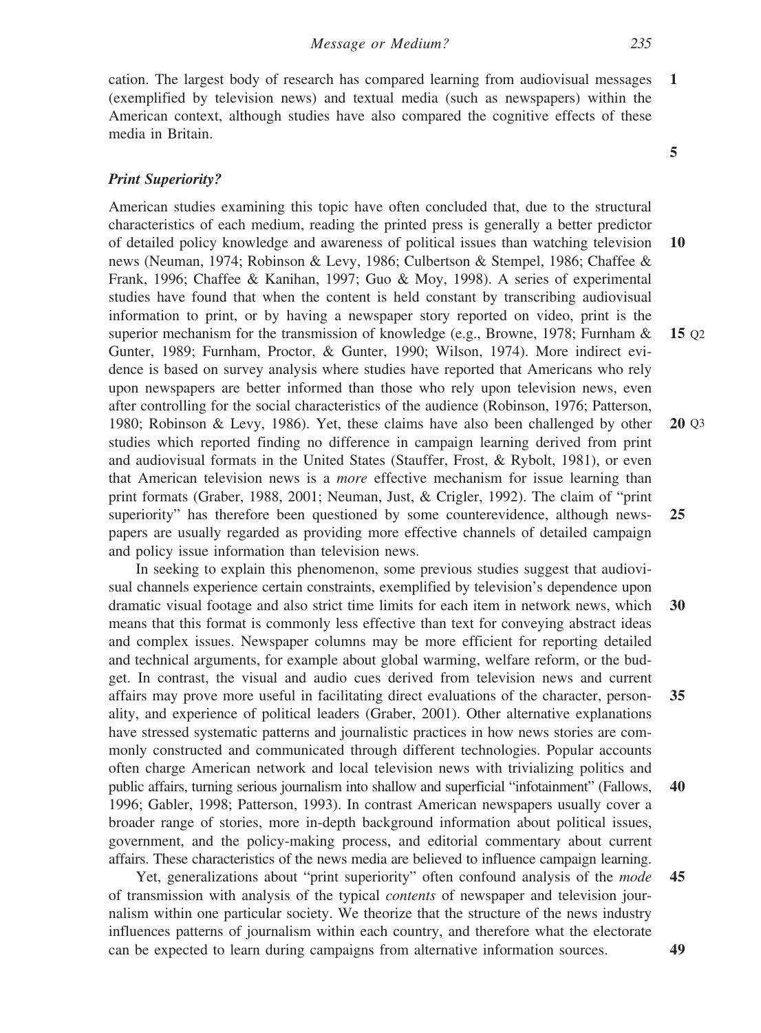cation. The largest body of research has compared learning from audiovisual messages (exemplified by television news) and textual media (such as newspapers) within the American context, although studies have also compared the cognitive effects of these media in Britain.

### *Print Superiority?*

American studies examining this topic have often concluded that, due to the structural characteristics of each medium, reading the printed press is generally a better predictor of detailed policy knowledge and awareness of political issues than watching television news (Neuman, 1974; Robinson & Levy, 1986; Culbertson & Stempel, 1986; Chaffee & Frank, 1996; Chaffee & Kanihan, 1997; Guo & Moy, 1998). A series of experimental studies have found that when the content is held constant by transcribing audiovisual information to print, or by having a newspaper story reported on video, print is the superior mechanism for the transmission of knowledge (e.g., Browne, 1978; Furnham & Gunter, 1989; Furnham, Proctor, & Gunter, 1990; Wilson, 1974). More indirect evidence is based on survey analysis where studies have reported that Americans who rely upon newspapers are better informed than those who rely upon television news, even after controlling for the social characteristics of the audience (Robinson, 1976; Patterson, 1980; Robinson & Levy, 1986). Yet, these claims have also been challenged by other studies which reported finding no difference in campaign learning derived from print and audiovisual formats in the United States (Stauffer, Frost, & Rybolt, 1981), or even that American television news is a *more* effective mechanism for issue learning than print formats (Graber, 1988, 2001; Neuman, Just, & Crigler, 1992). The claim of "print superiority" has therefore been questioned by some counterevidence, although newspapers are usually regarded as providing more effective channels of detailed campaign and policy issue information than television news.

In seeking to explain this phenomenon, some previous studies suggest that audiovisual channels experience certain constraints, exemplified by television's dependence upon dramatic visual footage and also strict time limits for each item in network news, which means that this format is commonly less effective than text for conveying abstract ideas and complex issues. Newspaper columns may be more efficient for reporting detailed and technical arguments, for example about global warming, welfare reform, or the budget. In contrast, the visual and audio cues derived from television news and current affairs may prove more useful in facilitating direct evaluations of the character, personality, and experience of political leaders (Graber, 2001). Other alternative explanations have stressed systematic patterns and journalistic practices in how news stories are commonly constructed and communicated through different technologies. Popular accounts often charge American network and local television news with trivializing politics and public affairs, turning serious journalism into shallow and superficial "infotainment" (Fallows, 1996; Gabler, 1998; Patterson, 1993). In contrast American newspapers usually cover a broader range of stories, more in-depth background information about political issues, government, and the policy-making process, and editorial commentary about current affairs. These characteristics of the news media are believed to influence campaign learning.

Yet, generalizations about "print superiority" often confound analysis of the *mode* of transmission with analysis of the typical *contents* of newspaper and television journalism within one particular society. We theorize that the structure of the news industry influences patterns of journalism within each country, and therefore what the electorate can be expected to learn during campaigns from alternative information sources.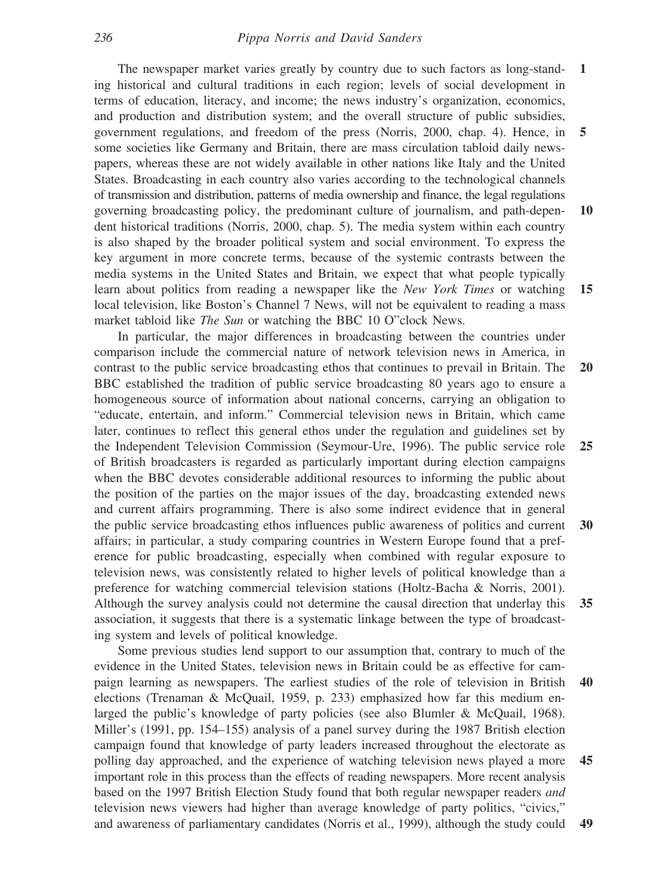The newspaper market varies greatly by country due to such factors as long-standing historical and cultural traditions in each region; levels of social development in terms of education, literacy, and income; the news industry's organization, economics, and production and distribution system; and the overall structure of public subsidies, government regulations, and freedom of the press (Norris, 2000, chap. 4). Hence, in some societies like Germany and Britain, there are mass circulation tabloid daily newspapers, whereas these are not widely available in other nations like Italy and the United States. Broadcasting in each country also varies according to the technological channels of transmission and distribution, patterns of media ownership and finance, the legal regulations governing broadcasting policy, the predominant culture of journalism, and path-dependent historical traditions (Norris, 2000, chap. 5). The media system within each country is also shaped by the broader political system and social environment. To express the key argument in more concrete terms, because of the systemic contrasts between the media systems in the United States and Britain, we expect that what people typically learn about politics from reading a newspaper like the *New York Times* or watching local television, like Boston's Channel 7 News, will not be equivalent to reading a mass market tabloid like *The Sun* or watching the BBC 10 O"clock News.

In particular, the major differences in broadcasting between the countries under comparison include the commercial nature of network television news in America, in contrast to the public service broadcasting ethos that continues to prevail in Britain. The BBC established the tradition of public service broadcasting 80 years ago to ensure a homogeneous source of information about national concerns, carrying an obligation to "educate, entertain, and inform." Commercial television news in Britain, which came later, continues to reflect this general ethos under the regulation and guidelines set by the Independent Television Commission (Seymour-Ure, 1996). The public service role of British broadcasters is regarded as particularly important during election campaigns when the BBC devotes considerable additional resources to informing the public about the position of the parties on the major issues of the day, broadcasting extended news and current affairs programming. There is also some indirect evidence that in general the public service broadcasting ethos influences public awareness of politics and current affairs; in particular, a study comparing countries in Western Europe found that a preference for public broadcasting, especially when combined with regular exposure to television news, was consistently related to higher levels of political knowledge than a preference for watching commercial television stations (Holtz-Bacha & Norris, 2001). Although the survey analysis could not determine the causal direction that underlay this association, it suggests that there is a systematic linkage between the type of broadcasting system and levels of political knowledge.

Some previous studies lend support to our assumption that, contrary to much of the evidence in the United States, television news in Britain could be as effective for campaign learning as newspapers. The earliest studies of the role of television in British elections (Trenaman & McQuail, 1959, p. 233) emphasized how far this medium enlarged the public's knowledge of party policies (see also Blumler & McQuail, 1968). Miller's (1991, pp. 154–155) analysis of a panel survey during the 1987 British election campaign found that knowledge of party leaders increased throughout the electorate as polling day approached, and the experience of watching television news played a more important role in this process than the effects of reading newspapers. More recent analysis based on the 1997 British Election Study found that both regular newspaper readers *and* television news viewers had higher than average knowledge of party politics, "civics," and awareness of parliamentary candidates (Norris et al., 1999), although the study could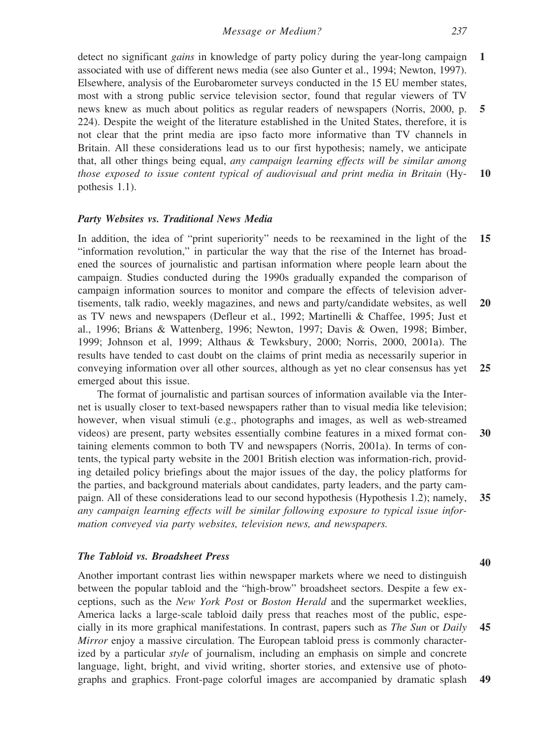detect no significant *gains* in knowledge of party policy during the year-long campaign associated with use of different news media (see also Gunter et al., 1994; Newton, 1997). Elsewhere, analysis of the Eurobarometer surveys conducted in the 15 EU member states, most with a strong public service television sector, found that regular viewers of TV news knew as much about politics as regular readers of newspapers (Norris, 2000, p. 224). Despite the weight of the literature established in the United States, therefore, it is not clear that the print media are ipso facto more informative than TV channels in Britain. All these considerations lead us to our first hypothesis; namely, we anticipate that, all other things being equal, *any campaign learning effects will be similar among those exposed to issue content typical of audiovisual and print media in Britain* (Hypothesis 1.1).

### *Party Websites vs. Traditional News Media*

In addition, the idea of "print superiority" needs to be reexamined in the light of the "information revolution," in particular the way that the rise of the Internet has broadened the sources of journalistic and partisan information where people learn about the campaign. Studies conducted during the 1990s gradually expanded the comparison of campaign information sources to monitor and compare the effects of television advertisements, talk radio, weekly magazines, and news and party/candidate websites, as well as TV news and newspapers (Defleur et al., 1992; Martinelli & Chaffee, 1995; Just et al., 1996; Brians & Wattenberg, 1996; Newton, 1997; Davis & Owen, 1998; Bimber, 1999; Johnson et al, 1999; Althaus & Tewksbury, 2000; Norris, 2000, 2001a). The results have tended to cast doubt on the claims of print media as necessarily superior in conveying information over all other sources, although as yet no clear consensus has yet emerged about this issue.

The format of journalistic and partisan sources of information available via the Internet is usually closer to text-based newspapers rather than to visual media like television; however, when visual stimuli (e.g., photographs and images, as well as web-streamed videos) are present, party websites essentially combine features in a mixed format containing elements common to both TV and newspapers (Norris, 2001a). In terms of contents, the typical party website in the 2001 British election was information-rich, providing detailed policy briefings about the major issues of the day, the policy platforms for the parties, and background materials about candidates, party leaders, and the party campaign. All of these considerations lead to our second hypothesis (Hypothesis 1.2); namely, *any campaign learning effects will be similar following exposure to typical issue information conveyed via party websites, television news, and newspapers.*

### *The Tabloid vs. Broadsheet Press*

Another important contrast lies within newspaper markets where we need to distinguish between the popular tabloid and the "high-brow" broadsheet sectors. Despite a few exceptions, such as the *New York Post* or *Boston Herald* and the supermarket weeklies, America lacks a large-scale tabloid daily press that reaches most of the public, especially in its more graphical manifestations. In contrast, papers such as *The Sun* or *Daily Mirror* enjoy a massive circulation. The European tabloid press is commonly characterized by a particular *style* of journalism, including an emphasis on simple and concrete language, light, bright, and vivid writing, shorter stories, and extensive use of photographs and graphics. Front-page colorful images are accompanied by dramatic splash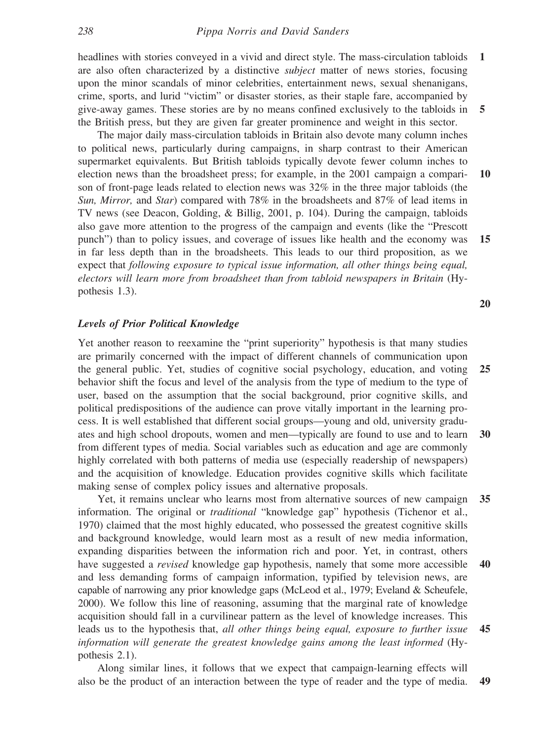headlines with stories conveyed in a vivid and direct style. The mass-circulation tabloids are also often characterized by a distinctive *subject* matter of news stories, focusing upon the minor scandals of minor celebrities, entertainment news, sexual shenanigans, crime, sports, and lurid "victim" or disaster stories, as their staple fare, accompanied by give-away games. These stories are by no means confined exclusively to the tabloids in the British press, but they are given far greater prominence and weight in this sector.

The major daily mass-circulation tabloids in Britain also devote many column inches to political news, particularly during campaigns, in sharp contrast to their American supermarket equivalents. But British tabloids typically devote fewer column inches to election news than the broadsheet press; for example, in the 2001 campaign a comparison of front-page leads related to election news was 32% in the three major tabloids (the *Sun, Mirror,* and *Star*) compared with 78% in the broadsheets and 87% of lead items in TV news (see Deacon, Golding, & Billig, 2001, p. 104). During the campaign, tabloids also gave more attention to the progress of the campaign and events (like the "Prescott punch") than to policy issues, and coverage of issues like health and the economy was in far less depth than in the broadsheets. This leads to our third proposition, as we expect that *following exposure to typical issue information, all other things being equal, electors will learn more from broadsheet than from tabloid newspapers in Britain* (Hypothesis 1.3).

### Levels of Prior Political Knowledge

Yet another reason to reexamine the "print superiority" hypothesis is that many studies are primarily concerned with the impact of different channels of communication upon the general public. Yet, studies of cognitive social psychology, education, and voting behavior shift the focus and level of the analysis from the type of medium to the type of user, based on the assumption that the social background, prior cognitive skills, and political predispositions of the audience can prove vitally important in the learning process. It is well established that different social groups—young and old, university graduates and high school dropouts, women and men—typically are found to use and to learn from different types of media. Social variables such as education and age are commonly highly correlated with both patterns of media use (especially readership of newspapers) and the acquisition of knowledge. Education provides cognitive skills which facilitate making sense of complex policy issues and alternative proposals.

Yet, it remains unclear who learns most from alternative sources of new campaign information. The original or *traditional* "knowledge gap" hypothesis (Tichenor et al., 1970) claimed that the most highly educated, who possessed the greatest cognitive skills and background knowledge, would learn most as a result of new media information, expanding disparities between the information rich and poor. Yet, in contrast, others have suggested a *revised* knowledge gap hypothesis, namely that some more accessible and less demanding forms of campaign information, typified by television news, are capable of narrowing any prior knowledge gaps (McLeod et al., 1979; Eveland & Scheufele, 2000). We follow this line of reasoning, assuming that the marginal rate of knowledge acquisition should fall in a curvilinear pattern as the level of knowledge increases. This leads us to the hypothesis that, *all other things being equal, exposure to further issue information will generate the greatest knowledge gains among the least informed* (Hypothesis 2.1).

Along similar lines, it follows that we expect that campaign-learning effects will also be the product of an interaction between the type of reader and the type of media.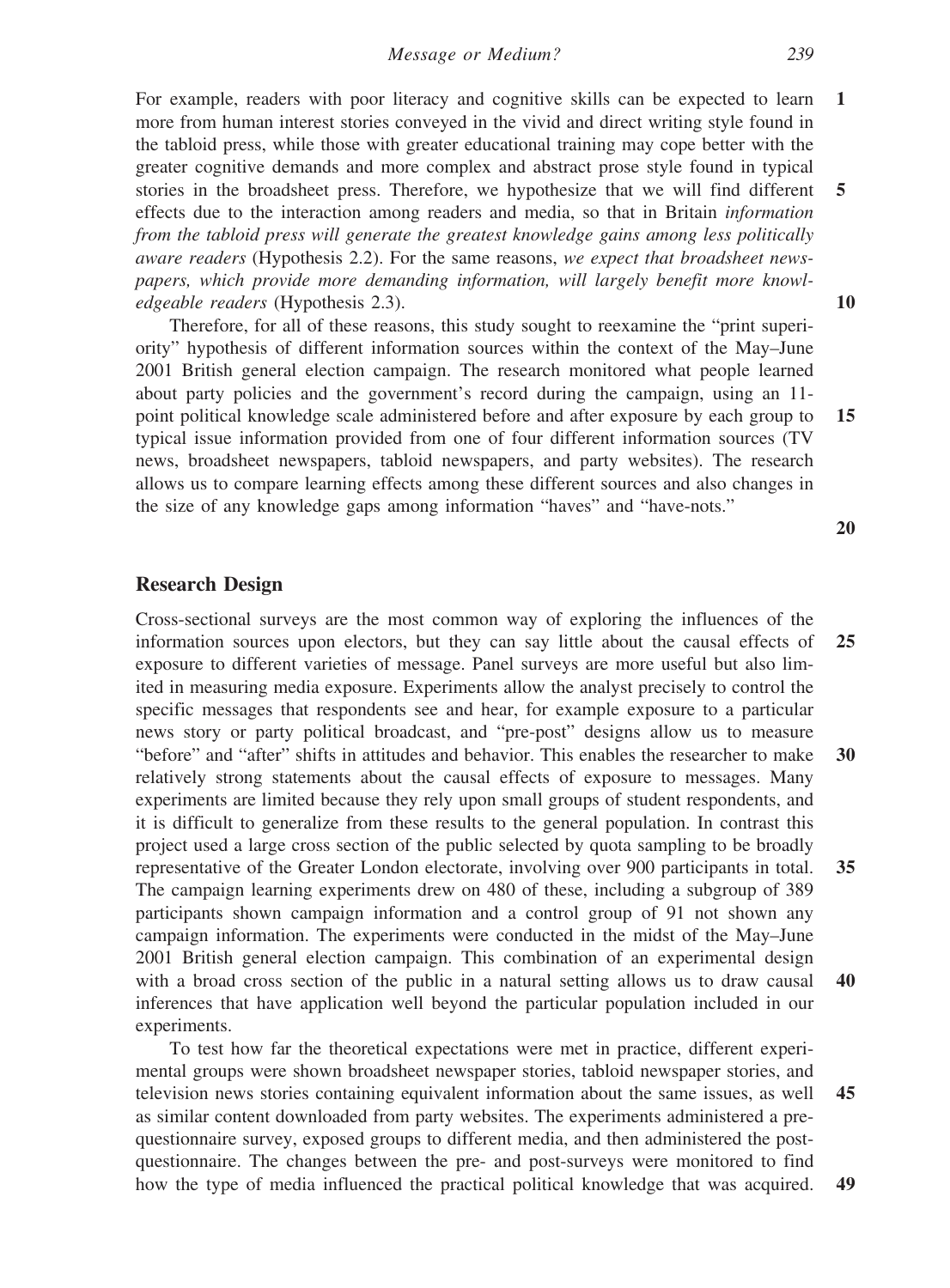For example, readers with poor literacy and cognitive skills can be expected to learn more from human interest stories conveyed in the vivid and direct writing style found in the tabloid press, while those with greater educational training may cope better with the greater cognitive demands and more complex and abstract prose style found in typical stories in the broadsheet press. Therefore, we hypothesize that we will find different effects due to the interaction among readers and media, so that in Britain *information from the tabloid press will generate the greatest knowledge gains among less politically aware readers* (Hypothesis 2.2). For the same reasons, *we expect that broadsheet newspapers, which provide more demanding information, will largely benefit more knowledgeable readers* (Hypothesis 2.3).

Therefore, for all of these reasons, this study sought to reexamine the "print superiority" hypothesis of different information sources within the context of the May–June 2001 British general election campaign. The research monitored what people learned about party policies and the government's record during the campaign, using an 11-point political knowledge scale administered before and after exposure by each group to typical issue information provided from one of four different information sources (TV news, broadsheet newspapers, tabloid newspapers, and party websites). The research allows us to compare learning effects among these different sources and also changes in the size of any knowledge gaps among information "haves" and "have-nots."

## Research Design

Cross-sectional surveys are the most common way of exploring the influences of the information sources upon electors, but they can say little about the causal effects of exposure to different varieties of message. Panel surveys are more useful but also limited in measuring media exposure. Experiments allow the analyst precisely to control the specific messages that respondents see and hear, for example exposure to a particular news story or party political broadcast, and "pre-post" designs allow us to measure "before" and "after" shifts in attitudes and behavior. This enables the researcher to make relatively strong statements about the causal effects of exposure to messages. Many experiments are limited because they rely upon small groups of student respondents, and it is difficult to generalize from these results to the general population. In contrast this project used a large cross section of the public selected by quota sampling to be broadly representative of the Greater London electorate, involving over 900 participants in total. The campaign learning experiments drew on 480 of these, including a subgroup of 389 participants shown campaign information and a control group of 91 not shown any campaign information. The experiments were conducted in the midst of the May–June 2001 British general election campaign. This combination of an experimental design with a broad cross section of the public in a natural setting allows us to draw causal inferences that have application well beyond the particular population included in our experiments.

To test how far the theoretical expectations were met in practice, different experimental groups were shown broadsheet newspaper stories, tabloid newspaper stories, and television news stories containing equivalent information about the same issues, as well as similar content downloaded from party websites. The experiments administered a pre-questionnaire survey, exposed groups to different media, and then administered the post-questionnaire. The changes between the pre- and post-surveys were monitored to find how the type of media influenced the practical political knowledge that was acquired.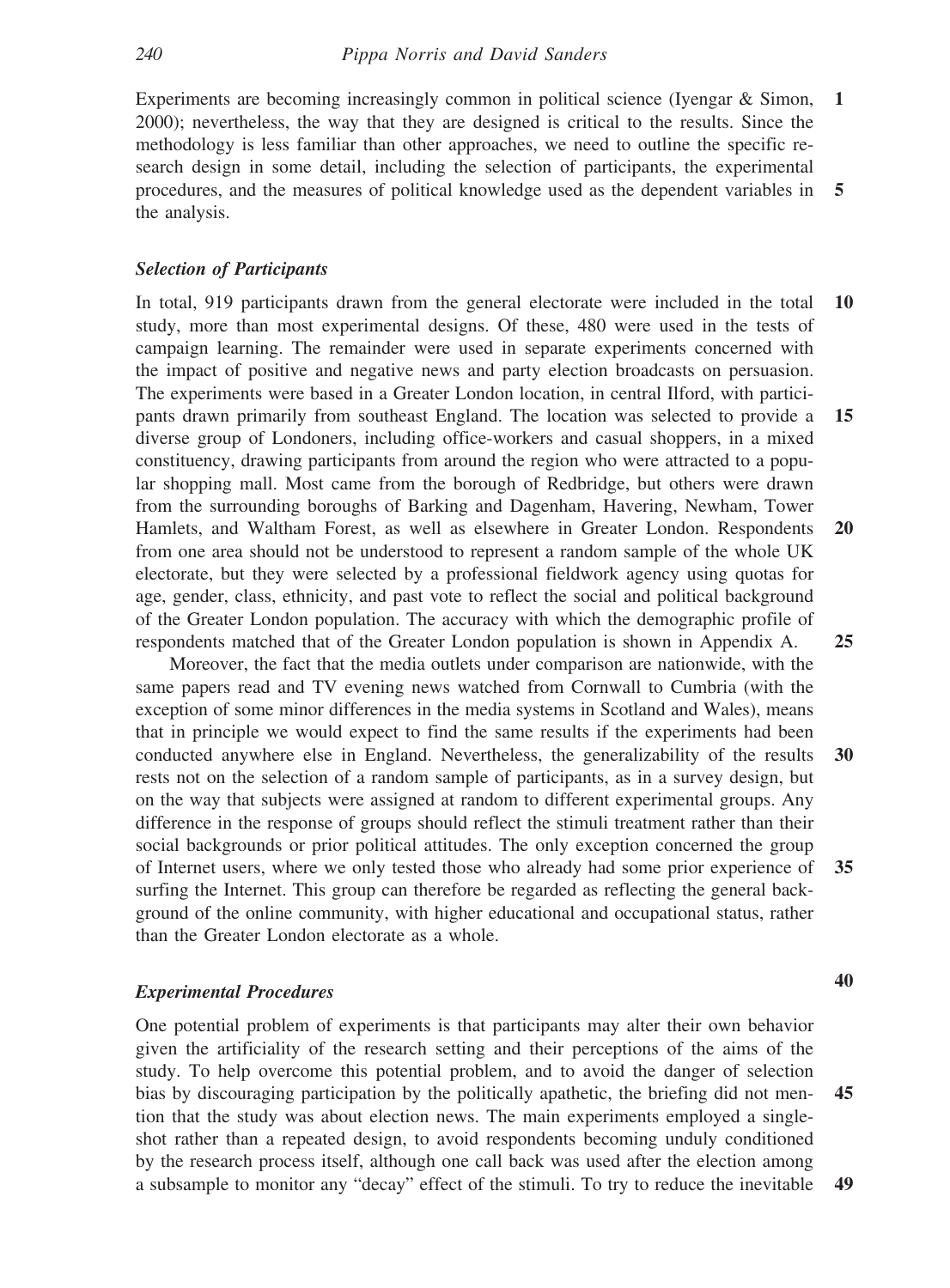Experiments are becoming increasingly common in political science (Iyengar & Simon, 2000); nevertheless, the way that they are designed is critical to the results. Since the methodology is less familiar than other approaches, we need to outline the specific research design in some detail, including the selection of participants, the experimental procedures, and the measures of political knowledge used as the dependent variables in the analysis.

### *Selection of Participants*

In total, 919 participants drawn from the general electorate were included in the total study, more than most experimental designs. Of these, 480 were used in the tests of campaign learning. The remainder were used in separate experiments concerned with the impact of positive and negative news and party election broadcasts on persuasion. The experiments were based in a Greater London location, in central Ilford, with participants drawn primarily from southeast England. The location was selected to provide a diverse group of Londoners, including office-workers and casual shoppers, in a mixed constituency, drawing participants from around the region who were attracted to a popular shopping mall. Most came from the borough of Redbridge, but others were drawn from the surrounding boroughs of Barking and Dagenham, Havering, Newham, Tower Hamlets, and Waltham Forest, as well as elsewhere in Greater London. Respondents from one area should not be understood to represent a random sample of the whole UK electorate, but they were selected by a professional fieldwork agency using quotas for age, gender, class, ethnicity, and past vote to reflect the social and political background of the Greater London population. The accuracy with which the demographic profile of respondents matched that of the Greater London population is shown in Appendix A.

Moreover, the fact that the media outlets under comparison are nationwide, with the same papers read and TV evening news watched from Cornwall to Cumbria (with the exception of some minor differences in the media systems in Scotland and Wales), means that in principle we would expect to find the same results if the experiments had been conducted anywhere else in England. Nevertheless, the generalizability of the results rests not on the selection of a random sample of participants, as in a survey design, but on the way that subjects were assigned at random to different experimental groups. Any difference in the response of groups should reflect the stimuli treatment rather than their social backgrounds or prior political attitudes. The only exception concerned the group of Internet users, where we only tested those who already had some prior experience of surfing the Internet. This group can therefore be regarded as reflecting the general background of the online community, with higher educational and occupational status, rather than the Greater London electorate as a whole.

### *Experimental Procedures*

One potential problem of experiments is that participants may alter their own behavior given the artificiality of the research setting and their perceptions of the aims of the study. To help overcome this potential problem, and to avoid the danger of selection bias by discouraging participation by the politically apathetic, the briefing did not mention that the study was about election news. The main experiments employed a single-shot rather than a repeated design, to avoid respondents becoming unduly conditioned by the research process itself, although one call back was used after the election among a subsample to monitor any "decay" effect of the stimuli. To try to reduce the inevitable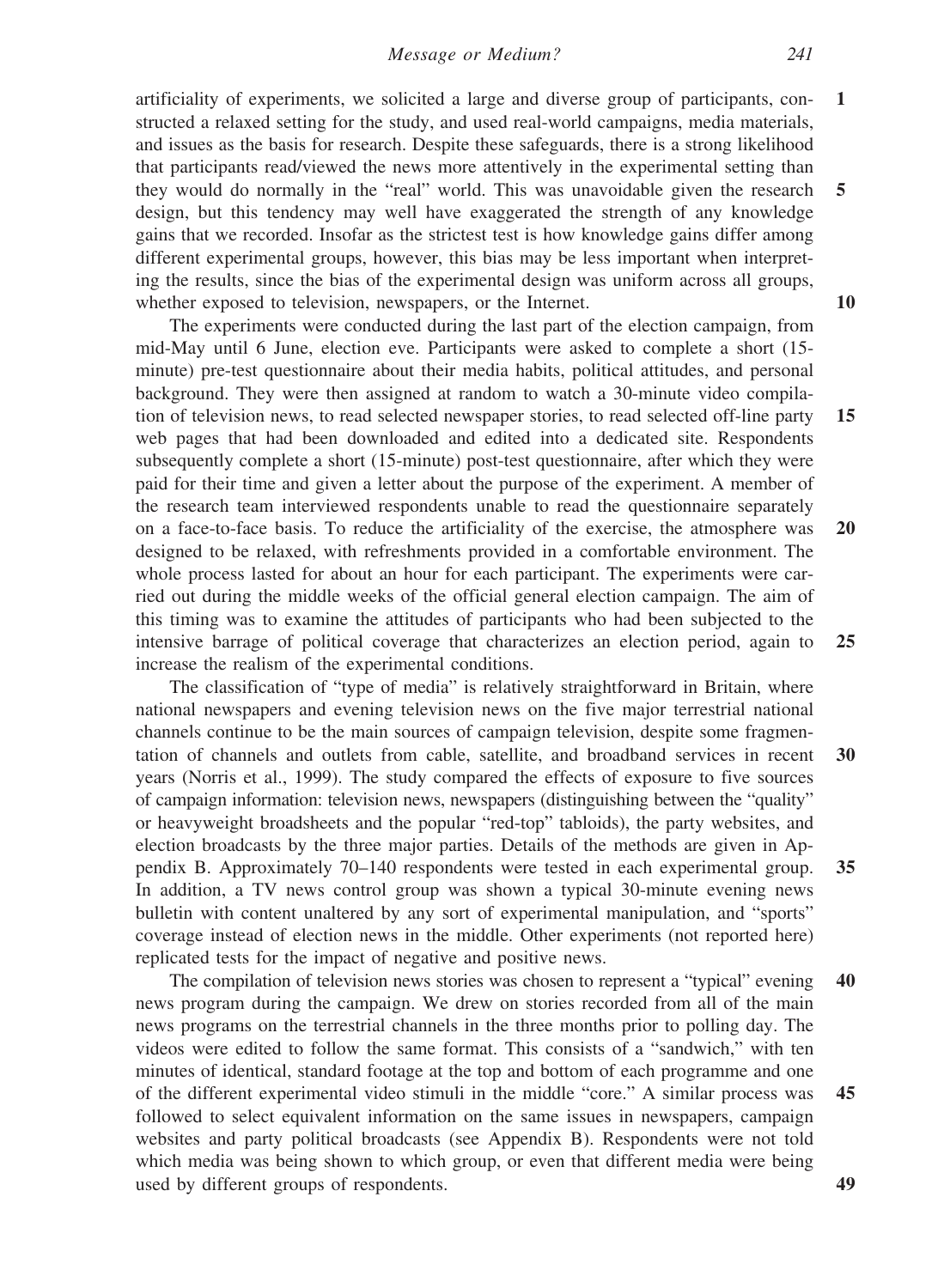artificiality of experiments, we solicited a large and diverse group of participants, constructed a relaxed setting for the study, and used real-world campaigns, media materials, and issues as the basis for research. Despite these safeguards, there is a strong likelihood that participants read/viewed the news more attentively in the experimental setting than they would do normally in the "real" world. This was unavoidable given the research design, but this tendency may well have exaggerated the strength of any knowledge gains that we recorded. Insofar as the strictest test is how knowledge gains differ among different experimental groups, however, this bias may be less important when interpreting the results, since the bias of the experimental design was uniform across all groups, whether exposed to television, newspapers, or the Internet.

The experiments were conducted during the last part of the election campaign, from mid-May until 6 June, election eve. Participants were asked to complete a short (15-minute) pre-test questionnaire about their media habits, political attitudes, and personal background. They were then assigned at random to watch a 30-minute video compilation of television news, to read selected newspaper stories, to read selected off-line party web pages that had been downloaded and edited into a dedicated site. Respondents subsequently complete a short (15-minute) post-test questionnaire, after which they were paid for their time and given a letter about the purpose of the experiment. A member of the research team interviewed respondents unable to read the questionnaire separately on a face-to-face basis. To reduce the artificiality of the exercise, the atmosphere was designed to be relaxed, with refreshments provided in a comfortable environment. The whole process lasted for about an hour for each participant. The experiments were carried out during the middle weeks of the official general election campaign. The aim of this timing was to examine the attitudes of participants who had been subjected to the intensive barrage of political coverage that characterizes an election period, again to increase the realism of the experimental conditions.

The classification of "type of media" is relatively straightforward in Britain, where national newspapers and evening television news on the five major terrestrial national channels continue to be the main sources of campaign television, despite some fragmentation of channels and outlets from cable, satellite, and broadband services in recent years (Norris et al., 1999). The study compared the effects of exposure to five sources of campaign information: television news, newspapers (distinguishing between the "quality" or heavyweight broadsheets and the popular "red-top" tabloids), the party websites, and election broadcasts by the three major parties. Details of the methods are given in Appendix B. Approximately 70–140 respondents were tested in each experimental group. In addition, a TV news control group was shown a typical 30-minute evening news bulletin with content unaltered by any sort of experimental manipulation, and "sports" coverage instead of election news in the middle. Other experiments (not reported here) replicated tests for the impact of negative and positive news.

The compilation of television news stories was chosen to represent a "typical" evening news program during the campaign. We drew on stories recorded from all of the main news programs on the terrestrial channels in the three months prior to polling day. The videos were edited to follow the same format. This consists of a "sandwich," with ten minutes of identical, standard footage at the top and bottom of each programme and one of the different experimental video stimuli in the middle "core." A similar process was followed to select equivalent information on the same issues in newspapers, campaign websites and party political broadcasts (see Appendix B). Respondents were not told which media was being shown to which group, or even that different media were being used by different groups of respondents.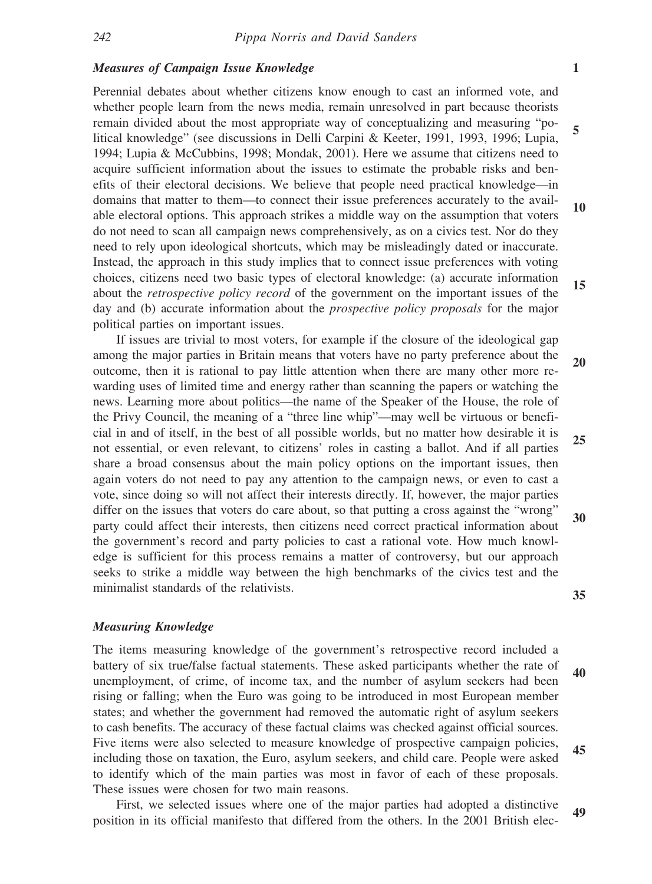### *Measures of Campaign Issue Knowledge*

Perennial debates about whether citizens know enough to cast an informed vote, and whether people learn from the news media, remain unresolved in part because theorists remain divided about the most appropriate way of conceptualizing and measuring "political knowledge" (see discussions in Delli Carpini & Keeter, 1991, 1993, 1996; Lupia, 1994; Lupia & McCubbins, 1998; Mondak, 2001). Here we assume that citizens need to acquire sufficient information about the issues to estimate the probable risks and benefits of their electoral decisions. We believe that people need practical knowledge—in domains that matter to them—to connect their issue preferences accurately to the available electoral options. This approach strikes a middle way on the assumption that voters do not need to scan all campaign news comprehensively, as on a civics test. Nor do they need to rely upon ideological shortcuts, which may be misleadingly dated or inaccurate. Instead, the approach in this study implies that to connect issue preferences with voting choices, citizens need two basic types of electoral knowledge: (a) accurate information about the *retrospective policy record* of the government on the important issues of the day and (b) accurate information about the *prospective policy proposals* for the major political parties on important issues.

If issues are trivial to most voters, for example if the closure of the ideological gap among the major parties in Britain means that voters have no party preference about the outcome, then it is rational to pay little attention when there are many other more rewarding uses of limited time and energy rather than scanning the papers or watching the news. Learning more about politics—the name of the Speaker of the House, the role of the Privy Council, the meaning of a "three line whip"—may well be virtuous or beneficial in and of itself, in the best of all possible worlds, but no matter how desirable it is not essential, or even relevant, to citizens' roles in casting a ballot. And if all parties share a broad consensus about the main policy options on the important issues, then again voters do not need to pay any attention to the campaign news, or even to cast a vote, since doing so will not affect their interests directly. If, however, the major parties differ on the issues that voters do care about, so that putting a cross against the "wrong" party could affect their interests, then citizens need correct practical information about the government's record and party policies to cast a rational vote. How much knowledge is sufficient for this process remains a matter of controversy, but our approach seeks to strike a middle way between the high benchmarks of the civics test and the minimalist standards of the relativists.

### *Measuring Knowledge*

The items measuring knowledge of the government's retrospective record included a battery of six true/false factual statements. These asked participants whether the rate of unemployment, of crime, of income tax, and the number of asylum seekers had been rising or falling; when the Euro was going to be introduced in most European member states; and whether the government had removed the automatic right of asylum seekers to cash benefits. The accuracy of these factual claims was checked against official sources. Five items were also selected to measure knowledge of prospective campaign policies, including those on taxation, the Euro, asylum seekers, and child care. People were asked to identify which of the main parties was most in favor of each of these proposals. These issues were chosen for two main reasons.

First, we selected issues where one of the major parties had adopted a distinctive position in its official manifesto that differed from the others. In the 2001 British elec-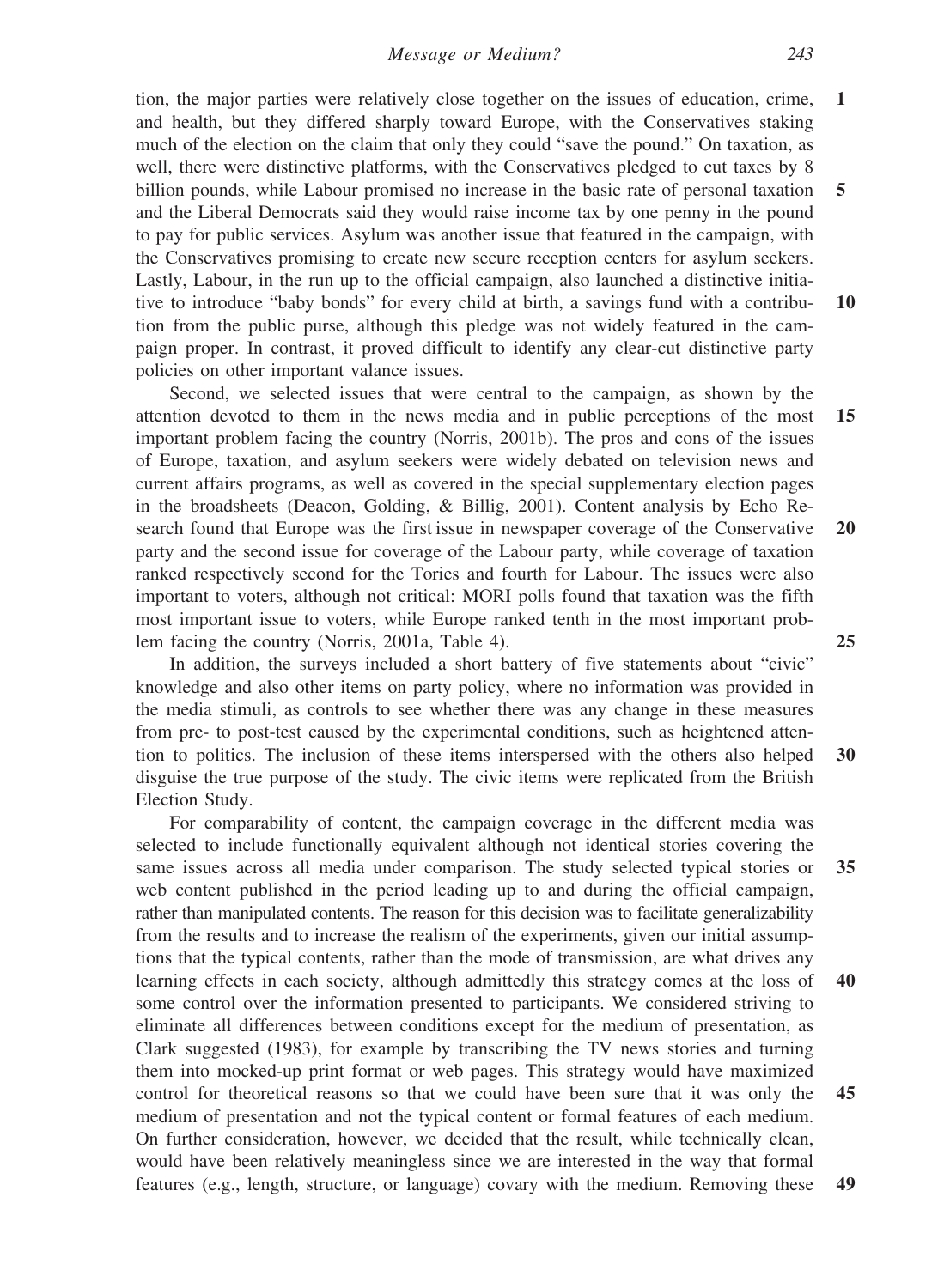tion, the major parties were relatively close together on the issues of education, crime, and health, but they differed sharply toward Europe, with the Conservatives staking much of the election on the claim that only they could "save the pound." On taxation, as well, there were distinctive platforms, with the Conservatives pledged to cut taxes by 8 billion pounds, while Labour promised no increase in the basic rate of personal taxation and the Liberal Democrats said they would raise income tax by one penny in the pound to pay for public services. Asylum was another issue that featured in the campaign, with the Conservatives promising to create new secure reception centers for asylum seekers. Lastly, Labour, in the run up to the official campaign, also launched a distinctive initiative to introduce "baby bonds" for every child at birth, a savings fund with a contribution from the public purse, although this pledge was not widely featured in the campaign proper. In contrast, it proved difficult to identify any clear-cut distinctive party policies on other important valance issues.

Second, we selected issues that were central to the campaign, as shown by the attention devoted to them in the news media and in public perceptions of the most important problem facing the country (Norris, 2001b). The pros and cons of the issues of Europe, taxation, and asylum seekers were widely debated on television news and current affairs programs, as well as covered in the special supplementary election pages in the broadsheets (Deacon, Golding, & Billig, 2001). Content analysis by Echo Research found that Europe was the first issue in newspaper coverage of the Conservative party and the second issue for coverage of the Labour party, while coverage of taxation ranked respectively second for the Tories and fourth for Labour. The issues were also important to voters, although not critical: MORI polls found that taxation was the fifth most important issue to voters, while Europe ranked tenth in the most important problem facing the country (Norris, 2001a, Table 4).

In addition, the surveys included a short battery of five statements about "civic" knowledge and also other items on party policy, where no information was provided in the media stimuli, as controls to see whether there was any change in these measures from pre- to post-test caused by the experimental conditions, such as heightened attention to politics. The inclusion of these items interspersed with the others also helped disguise the true purpose of the study. The civic items were replicated from the British Election Study.

For comparability of content, the campaign coverage in the different media was selected to include functionally equivalent although not identical stories covering the same issues across all media under comparison. The study selected typical stories or web content published in the period leading up to and during the official campaign, rather than manipulated contents. The reason for this decision was to facilitate generalizability from the results and to increase the realism of the experiments, given our initial assumptions that the typical contents, rather than the mode of transmission, are what drives any learning effects in each society, although admittedly this strategy comes at the loss of some control over the information presented to participants. We considered striving to eliminate all differences between conditions except for the medium of presentation, as Clark suggested (1983), for example by transcribing the TV news stories and turning them into mocked-up print format or web pages. This strategy would have maximized control for theoretical reasons so that we could have been sure that it was only the medium of presentation and not the typical content or formal features of each medium. On further consideration, however, we decided that the result, while technically clean, would have been relatively meaningless since we are interested in the way that formal features (e.g., length, structure, or language) covary with the medium. Removing these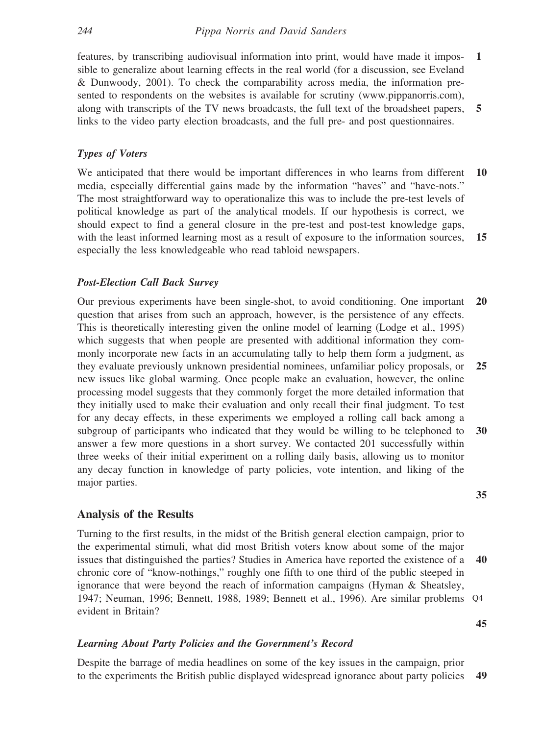features, by transcribing audiovisual information into print, would have made it impossible to generalize about learning effects in the real world (for a discussion, see Eveland & Dunwoody, 2001). To check the comparability across media, the information presented to respondents on the websites is available for scrutiny (www.pippanorris.com), along with transcripts of the TV news broadcasts, the full text of the broadsheet papers, links to the video party election broadcasts, and the full pre- and post questionnaires.

### *Types of Voters*

We anticipated that there would be important differences in who learns from different media, especially differential gains made by the information "haves" and "have-nots." The most straightforward way to operationalize this was to include the pre-test levels of political knowledge as part of the analytical models. If our hypothesis is correct, we should expect to find a general closure in the pre-test and post-test knowledge gaps, with the least informed learning most as a result of exposure to the information sources, especially the less knowledgeable who read tabloid newspapers.

### *Post-Election Call Back Survey*

Our previous experiments have been single-shot, to avoid conditioning. One important question that arises from such an approach, however, is the persistence of any effects. This is theoretically interesting given the online model of learning (Lodge et al., 1995) which suggests that when people are presented with additional information they commonly incorporate new facts in an accumulating tally to help them form a judgment, as they evaluate previously unknown presidential nominees, unfamiliar policy proposals, or new issues like global warming. Once people make an evaluation, however, the online processing model suggests that they commonly forget the more detailed information that they initially used to make their evaluation and only recall their final judgment. To test for any decay effects, in these experiments we employed a rolling call back among a subgroup of participants who indicated that they would be willing to be telephoned to answer a few more questions in a short survey. We contacted 201 successfully within three weeks of their initial experiment on a rolling daily basis, allowing us to monitor any decay function in knowledge of party policies, vote intention, and liking of the major parties.

## Analysis of the Results

Turning to the first results, in the midst of the British general election campaign, prior to the experimental stimuli, what did most British voters know about some of the major issues that distinguished the parties? Studies in America have reported the existence of a chronic core of "know-nothings," roughly one fifth to one third of the public steeped in ignorance that were beyond the reach of information campaigns (Hyman & Sheatsley, 1947; Neuman, 1996; Bennett, 1988, 1989; Bennett et al., 1996). Are similar problems evident in Britain?

### *Learning About Party Policies and the Government's Record*

Despite the barrage of media headlines on some of the key issues in the campaign, prior to the experiments the British public displayed widespread ignorance about party policies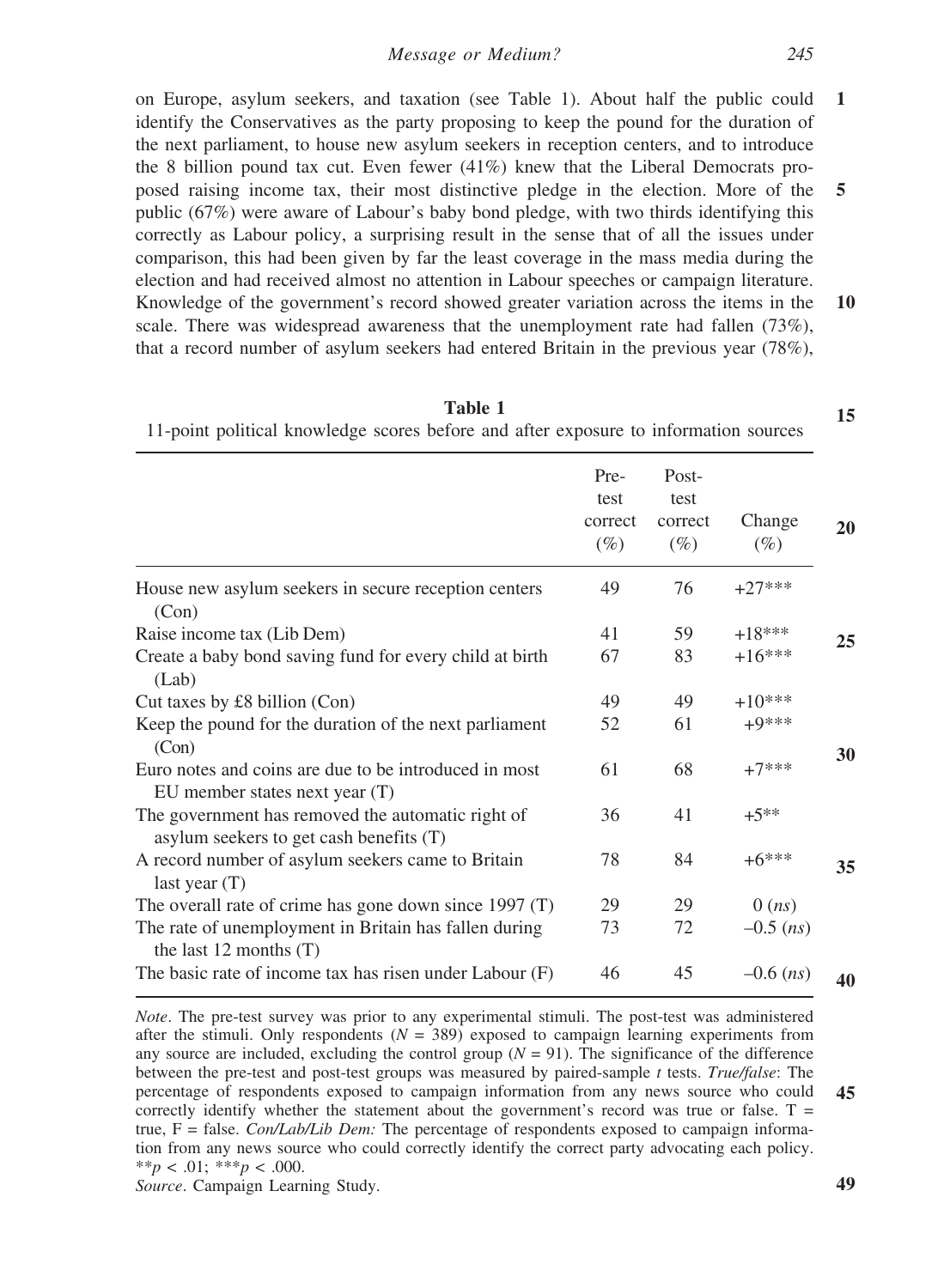on Europe, asylum seekers, and taxation (see Table 1). About half the public could identify the Conservatives as the party proposing to keep the pound for the duration of the next parliament, to house new asylum seekers in reception centers, and to introduce the 8 billion pound tax cut. Even fewer (41%) knew that the Liberal Democrats proposed raising income tax, their most distinctive pledge in the election. More of the public (67%) were aware of Labour's baby bond pledge, with two thirds identifying this correctly as Labour policy, a surprising result in the sense that of all the issues under comparison, this had been given by far the least coverage in the mass media during the election and had received almost no attention in Labour speeches or campaign literature. Knowledge of the government's record showed greater variation across the items in the scale. There was widespread awareness that the unemployment rate had fallen (73%), that a record number of asylum seekers had entered Britain in the previous year (78%),

**Table 1**
11-point political knowledge scores before and after exposure to information sources

| | Pre-test correct (%) | Post-test correct (%) | Change (%) |
|---|---|---|---|
| House new asylum seekers in secure reception centers (Con) | 49 | 76 | +27*** |
| Raise income tax (Lib Dem) | 41 | 59 | +18*** |
| Create a baby bond saving fund for every child at birth (Lab) | 67 | 83 | +16*** |
| Cut taxes by £8 billion (Con) | 49 | 49 | +10*** |
| Keep the pound for the duration of the next parliament (Con) | 52 | 61 | +9*** |
| Euro notes and coins are due to be introduced in most EU member states next year (T) | 61 | 68 | +7*** |
| The government has removed the automatic right of asylum seekers to get cash benefits (T) | 36 | 41 | +5** |
| A record number of asylum seekers came to Britain last year (T) | 78 | 84 | +6*** |
| The overall rate of crime has gone down since 1997 (T) | 29 | 29 | 0 (*ns*) |
| The rate of unemployment in Britain has fallen during the last 12 months (T) | 73 | 72 | –0.5 (*ns*) |
| The basic rate of income tax has risen under Labour (F) | 46 | 45 | –0.6 (*ns*) |

*Note*. The pre-test survey was prior to any experimental stimuli. The post-test was administered after the stimuli. Only respondents ($N = 389$) exposed to campaign learning experiments from any source are included, excluding the control group ($N = 91$). The significance of the difference between the pre-test and post-test groups was measured by paired-sample *t* tests. *True/false*: The percentage of respondents exposed to campaign information from any news source who could correctly identify whether the statement about the government's record was true or false. T = true, F = false. *Con/Lab/Lib Dem:* The percentage of respondents exposed to campaign information from any news source who could correctly identify the correct party advocating each policy. $^{**}p < .01$; $^{***}p < .000$.
*Source*. Campaign Learning Study.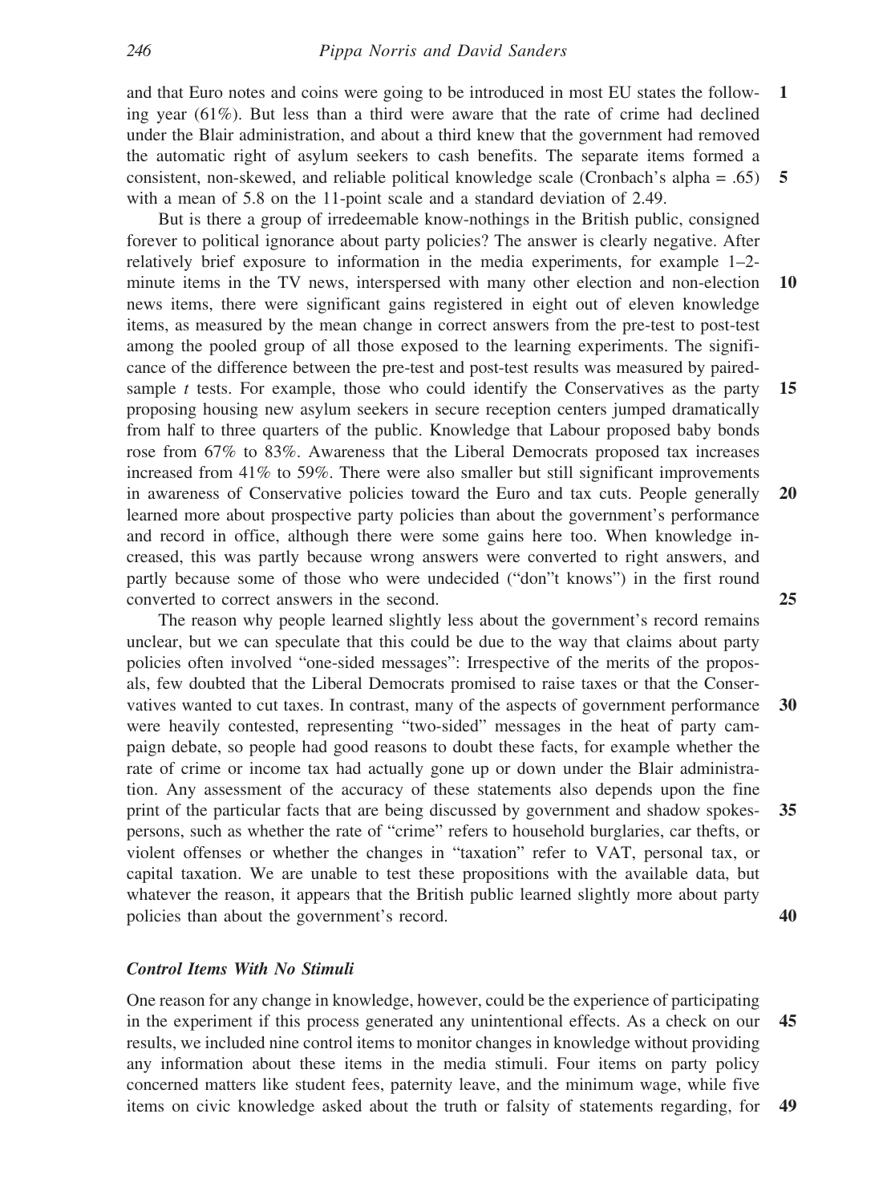and that Euro notes and coins were going to be introduced in most EU states the following year (61%). But less than a third were aware that the rate of crime had declined under the Blair administration, and about a third knew that the government had removed the automatic right of asylum seekers to cash benefits. The separate items formed a consistent, non-skewed, and reliable political knowledge scale (Cronbach's alpha = .65) with a mean of 5.8 on the 11-point scale and a standard deviation of 2.49.

But is there a group of irredeemable know-nothings in the British public, consigned forever to political ignorance about party policies? The answer is clearly negative. After relatively brief exposure to information in the media experiments, for example 1–2-minute items in the TV news, interspersed with many other election and non-election news items, there were significant gains registered in eight out of eleven knowledge items, as measured by the mean change in correct answers from the pre-test to post-test among the pooled group of all those exposed to the learning experiments. The significance of the difference between the pre-test and post-test results was measured by paired-sample *t* tests. For example, those who could identify the Conservatives as the party proposing housing new asylum seekers in secure reception centers jumped dramatically from half to three quarters of the public. Knowledge that Labour proposed baby bonds rose from 67% to 83%. Awareness that the Liberal Democrats proposed tax increases increased from 41% to 59%. There were also smaller but still significant improvements in awareness of Conservative policies toward the Euro and tax cuts. People generally learned more about prospective party policies than about the government's performance and record in office, although there were some gains here too. When knowledge increased, this was partly because wrong answers were converted to right answers, and partly because some of those who were undecided ("don"t knows") in the first round converted to correct answers in the second.

The reason why people learned slightly less about the government's record remains unclear, but we can speculate that this could be due to the way that claims about party policies often involved "one-sided messages": Irrespective of the merits of the proposals, few doubted that the Liberal Democrats promised to raise taxes or that the Conservatives wanted to cut taxes. In contrast, many of the aspects of government performance were heavily contested, representing "two-sided" messages in the heat of party campaign debate, so people had good reasons to doubt these facts, for example whether the rate of crime or income tax had actually gone up or down under the Blair administration. Any assessment of the accuracy of these statements also depends upon the fine print of the particular facts that are being discussed by government and shadow spokespersons, such as whether the rate of "crime" refers to household burglaries, car thefts, or violent offenses or whether the changes in "taxation" refer to VAT, personal tax, or capital taxation. We are unable to test these propositions with the available data, but whatever the reason, it appears that the British public learned slightly more about party policies than about the government's record.

### *Control Items With No Stimuli*

One reason for any change in knowledge, however, could be the experience of participating in the experiment if this process generated any unintentional effects. As a check on our results, we included nine control items to monitor changes in knowledge without providing any information about these items in the media stimuli. Four items on party policy concerned matters like student fees, paternity leave, and the minimum wage, while five items on civic knowledge asked about the truth or falsity of statements regarding, for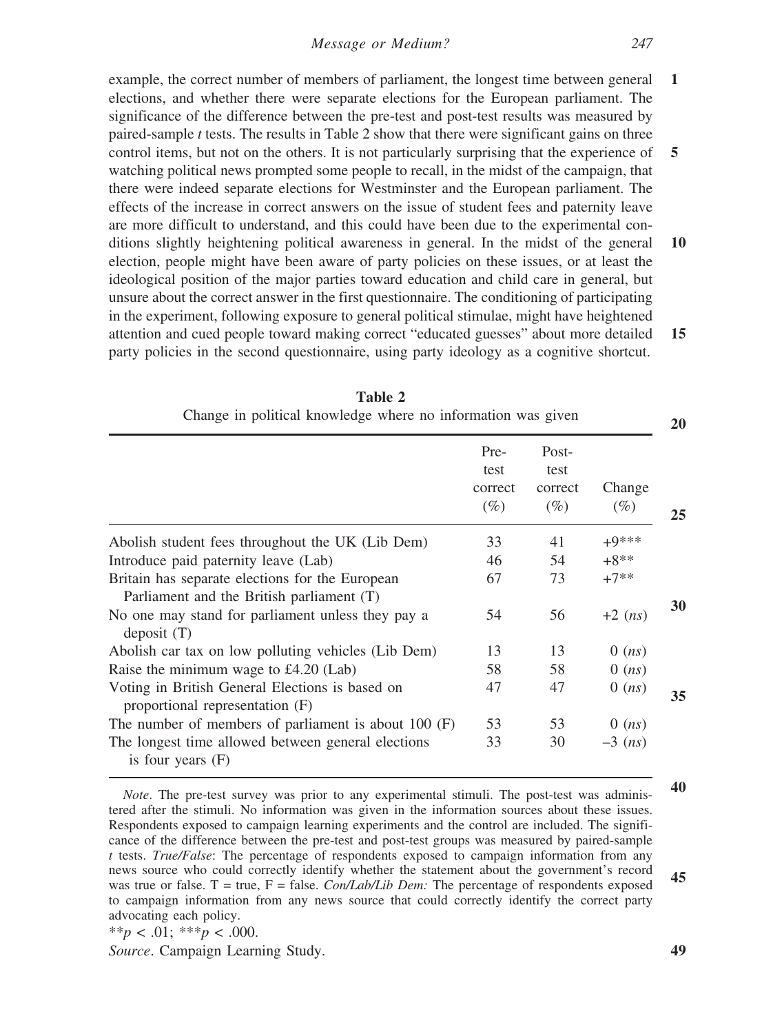example, the correct number of members of parliament, the longest time between general elections, and whether there were separate elections for the European parliament. The significance of the difference between the pre-test and post-test results was measured by paired-sample *t* tests. The results in Table 2 show that there were significant gains on three control items, but not on the others. It is not particularly surprising that the experience of watching political news prompted some people to recall, in the midst of the campaign, that there were indeed separate elections for Westminster and the European parliament. The effects of the increase in correct answers on the issue of student fees and paternity leave are more difficult to understand, and this could have been due to the experimental conditions slightly heightening political awareness in general. In the midst of the general election, people might have been aware of party policies on these issues, or at least the ideological position of the major parties toward education and child care in general, but unsure about the correct answer in the first questionnaire. The conditioning of participating in the experiment, following exposure to general political stimulae, might have heightened attention and cued people toward making correct "educated guesses" about more detailed party policies in the second questionnaire, using party ideology as a cognitive shortcut.

**Table 2**
Change in political knowledge where no information was given

| | Pre-test correct (%) | Post-test correct (%) | Change (%) |
|---|---|---|---|
| Abolish student fees throughout the UK (Lib Dem) | 33 | 41 | +9*** |
| Introduce paid paternity leave (Lab) | 46 | 54 | +8** |
| Britain has separate elections for the European Parliament and the British parliament (T) | 67 | 73 | +7** |
| No one may stand for parliament unless they pay a deposit (T) | 54 | 56 | +2 (*ns*) |
| Abolish car tax on low polluting vehicles (Lib Dem) | 13 | 13 | 0 (*ns*) |
| Raise the minimum wage to £4.20 (Lab) | 58 | 58 | 0 (*ns*) |
| Voting in British General Elections is based on proportional representation (F) | 47 | 47 | 0 (*ns*) |
| The number of members of parliament is about 100 (F) | 53 | 53 | 0 (*ns*) |
| The longest time allowed between general elections is four years (F) | 33 | 30 | –3 (*ns*) |

*Note*. The pre-test survey was prior to any experimental stimuli. The post-test was administered after the stimuli. No information was given in the information sources about these issues. Respondents exposed to campaign learning experiments and the control are included. The significance of the difference between the pre-test and post-test groups was measured by paired-sample *t* tests. *True/False*: The percentage of respondents exposed to campaign information from any news source who could correctly identify whether the statement about the government's record was true or false. T = true, F = false. *Con/Lab/Lib Dem:* The percentage of respondents exposed to campaign information from any news source that could correctly identify the correct party advocating each policy.

$^{**}p < .01$; $^{***}p < .000$.

*Source*. Campaign Learning Study.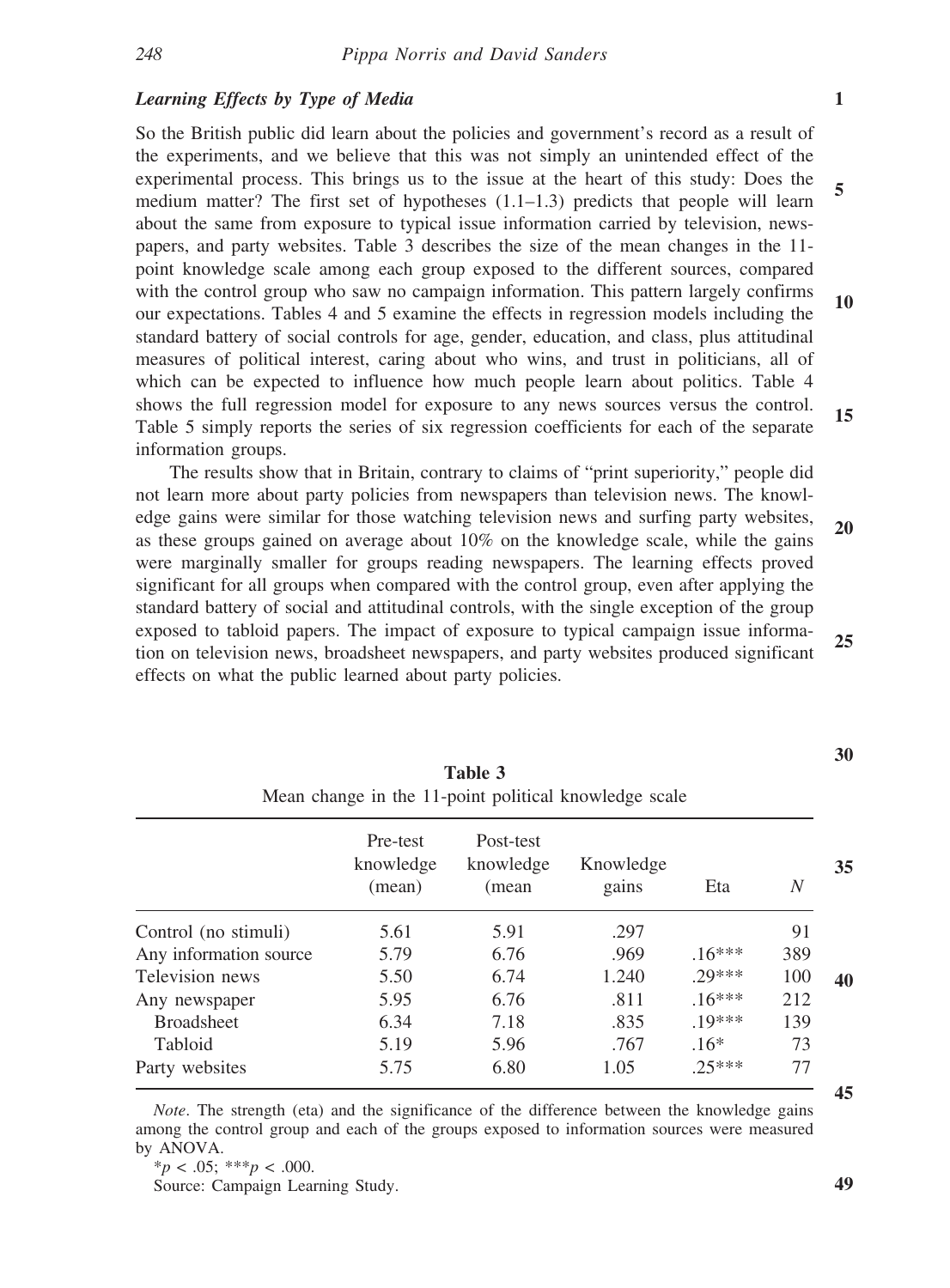### *Learning Effects by Type of Media*

So the British public did learn about the policies and government's record as a result of the experiments, and we believe that this was not simply an unintended effect of the experimental process. This brings us to the issue at the heart of this study: Does the medium matter? The first set of hypotheses (1.1–1.3) predicts that people will learn about the same from exposure to typical issue information carried by television, newspapers, and party websites. Table 3 describes the size of the mean changes in the 11-point knowledge scale among each group exposed to the different sources, compared with the control group who saw no campaign information. This pattern largely confirms our expectations. Tables 4 and 5 examine the effects in regression models including the standard battery of social controls for age, gender, education, and class, plus attitudinal measures of political interest, caring about who wins, and trust in politicians, all of which can be expected to influence how much people learn about politics. Table 4 shows the full regression model for exposure to any news sources versus the control. Table 5 simply reports the series of six regression coefficients for each of the separate information groups.

The results show that in Britain, contrary to claims of "print superiority," people did not learn more about party policies from newspapers than television news. The knowledge gains were similar for those watching television news and surfing party websites, as these groups gained on average about 10% on the knowledge scale, while the gains were marginally smaller for groups reading newspapers. The learning effects proved significant for all groups when compared with the control group, even after applying the standard battery of social and attitudinal controls, with the single exception of the group exposed to tabloid papers. The impact of exposure to typical campaign issue information on television news, broadsheet newspapers, and party websites produced significant effects on what the public learned about party policies.

**Table 3**
Mean change in the 11-point political knowledge scale

| | Pre-test knowledge (mean) | Post-test knowledge (mean | Knowledge gains | Eta | *N* |
|---|---|---|---|---|---|
| Control (no stimuli) | 5.61 | 5.91 | .297 | | 91 |
| Any information source | 5.79 | 6.76 | .969 | .16*** | 389 |
| Television news | 5.50 | 6.74 | 1.240 | .29*** | 100 |
| Any newspaper | 5.95 | 6.76 | .811 | .16*** | 212 |
| Broadsheet | 6.34 | 7.18 | .835 | .19*** | 139 |
| Tabloid | 5.19 | 5.96 | .767 | .16* | 73 |
| Party websites | 5.75 | 6.80 | 1.05 | .25*** | 77 |

*Note*. The strength (eta) and the significance of the difference between the knowledge gains among the control group and each of the groups exposed to information sources were measured by ANOVA.

*$p < .05$; ***$p < .000$.

Source: Campaign Learning Study.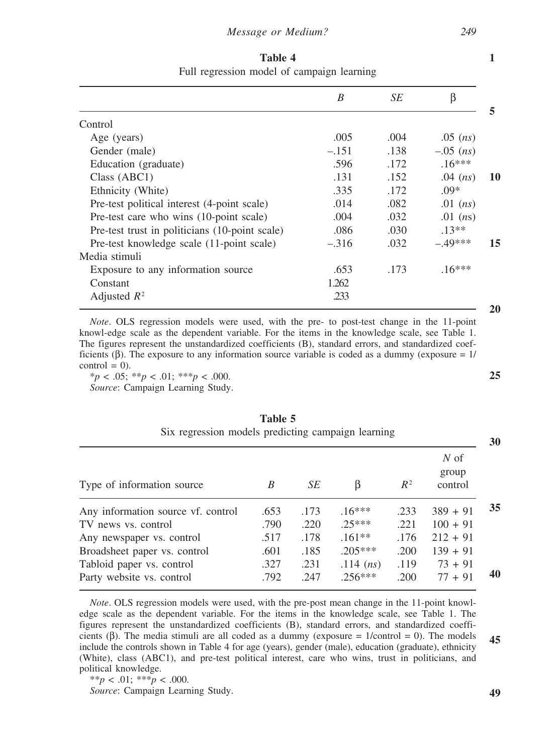**Table 4**
Full regression model of campaign learning

| | *B* | *SE* | β |
|---|---|---|---|
| Control | | | |
| Age (years) | .005 | .004 | .05 (*ns*) |
| Gender (male) | –.151 | .138 | –.05 (*ns*) |
| Education (graduate) | .596 | .172 | .16*** |
| Class (ABC1) | .131 | .152 | .04 (*ns*) |
| Ethnicity (White) | .335 | .172 | .09* |
| Pre-test political interest (4-point scale) | .014 | .082 | .01 (*ns*) |
| Pre-test care who wins (10-point scale) | .004 | .032 | .01 (*ns*) |
| Pre-test trust in politicians (10-point scale) | .086 | .030 | .13** |
| Pre-test knowledge scale (11-point scale) | –.316 | .032 | –.49*** |
| Media stimuli | | | |
| Exposure to any information source | .653 | .173 | .16*** |
| Constant | 1.262 | | |
| Adjusted $R^2$ | .233 | | |

*Note*. OLS regression models were used, with the pre- to post-test change in the 11-point knowl-edge scale as the dependent variable. For the items in the knowledge scale, see Table 1. The figures represent the unstandardized coefficients (B), standard errors, and standardized coefficients (β). The exposure to any information source variable is coded as a dummy (exposure = 1/control = 0).

*$p < .05$; **$p < .01$; ***$p < .000$.

*Source*: Campaign Learning Study.

**Table 5**
Six regression models predicting campaign learning

| Type of information source | *B* | *SE* | β | $R^2$ | *N* of group control |
|---|---|---|---|---|---|
| Any information source vf. control | .653 | .173 | .16*** | .233 | 389 + 91 |
| TV news vs. control | .790 | .220 | .25*** | .221 | 100 + 91 |
| Any newspaper vs. control | .517 | .178 | .161** | .176 | 212 + 91 |
| Broadsheet paper vs. control | .601 | .185 | .205*** | .200 | 139 + 91 |
| Tabloid paper vs. control | .327 | .231 | .114 (*ns*) | .119 | 73 + 91 |
| Party website vs. control | .792 | .247 | .256*** | .200 | 77 + 91 |

*Note*. OLS regression models were used, with the pre-post mean change in the 11-point knowledge scale as the dependent variable. For the items in the knowledge scale, see Table 1. The figures represent the unstandardized coefficients (B), standard errors, and standardized coefficients (β). The media stimuli are all coded as a dummy (exposure = 1/control = 0). The models include the controls shown in Table 4 for age (years), gender (male), education (graduate), ethnicity (White), class (ABC1), and pre-test political interest, care who wins, trust in politicians, and political knowledge.

**$p < .01$; ***$p < .000$.

*Source*: Campaign Learning Study.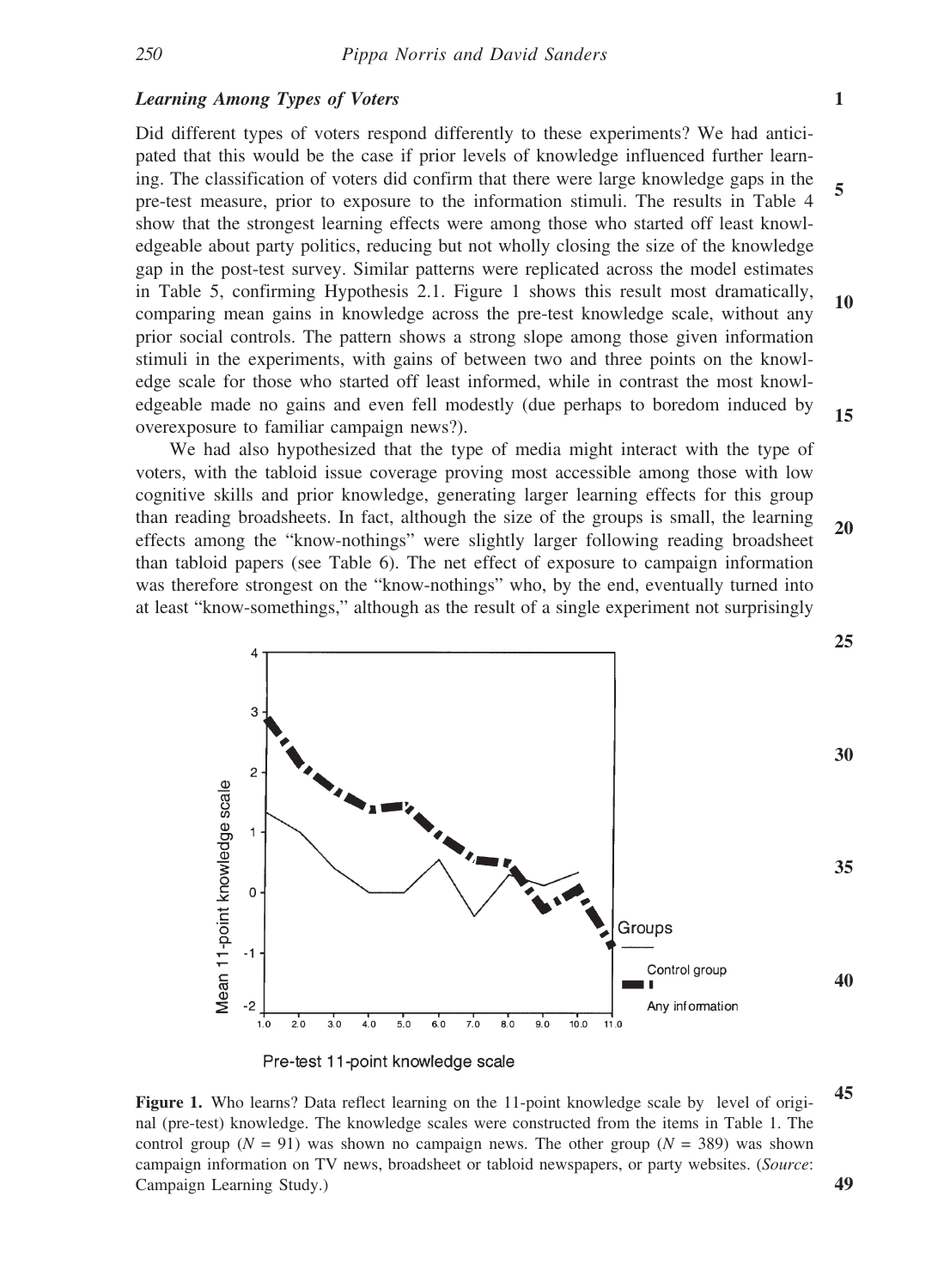### *Learning Among Types of Voters*

Did different types of voters respond differently to these experiments? We had anticipated that this would be the case if prior levels of knowledge influenced further learning. The classification of voters did confirm that there were large knowledge gaps in the pre-test measure, prior to exposure to the information stimuli. The results in Table 4 show that the strongest learning effects were among those who started off least knowledgeable about party politics, reducing but not wholly closing the size of the knowledge gap in the post-test survey. Similar patterns were replicated across the model estimates in Table 5, confirming Hypothesis 2.1. Figure 1 shows this result most dramatically, comparing mean gains in knowledge across the pre-test knowledge scale, without any prior social controls. The pattern shows a strong slope among those given information stimuli in the experiments, with gains of between two and three points on the knowledge scale for those who started off least informed, while in contrast the most knowledgeable made no gains and even fell modestly (due perhaps to boredom induced by overexposure to familiar campaign news?).

We had also hypothesized that the type of media might interact with the type of voters, with the tabloid issue coverage proving most accessible among those with low cognitive skills and prior knowledge, generating larger learning effects for this group than reading broadsheets. In fact, although the size of the groups is small, the learning effects among the "know-nothings" were slightly larger following reading broadsheet than tabloid papers (see Table 6). The net effect of exposure to campaign information was therefore strongest on the "know-nothings" who, by the end, eventually turned into at least "know-somethings," although as the result of a single experiment not surprisingly

**Figure 1.** Who learns? Data reflect learning on the 11-point knowledge scale by level of original (pre-test) knowledge. The knowledge scales were constructed from the items in Table 1. The control group ($N = 91$) was shown no campaign news. The other group ($N = 389$) was shown campaign information on TV news, broadsheet or tabloid newspapers, or party websites. (*Source*: Campaign Learning Study.)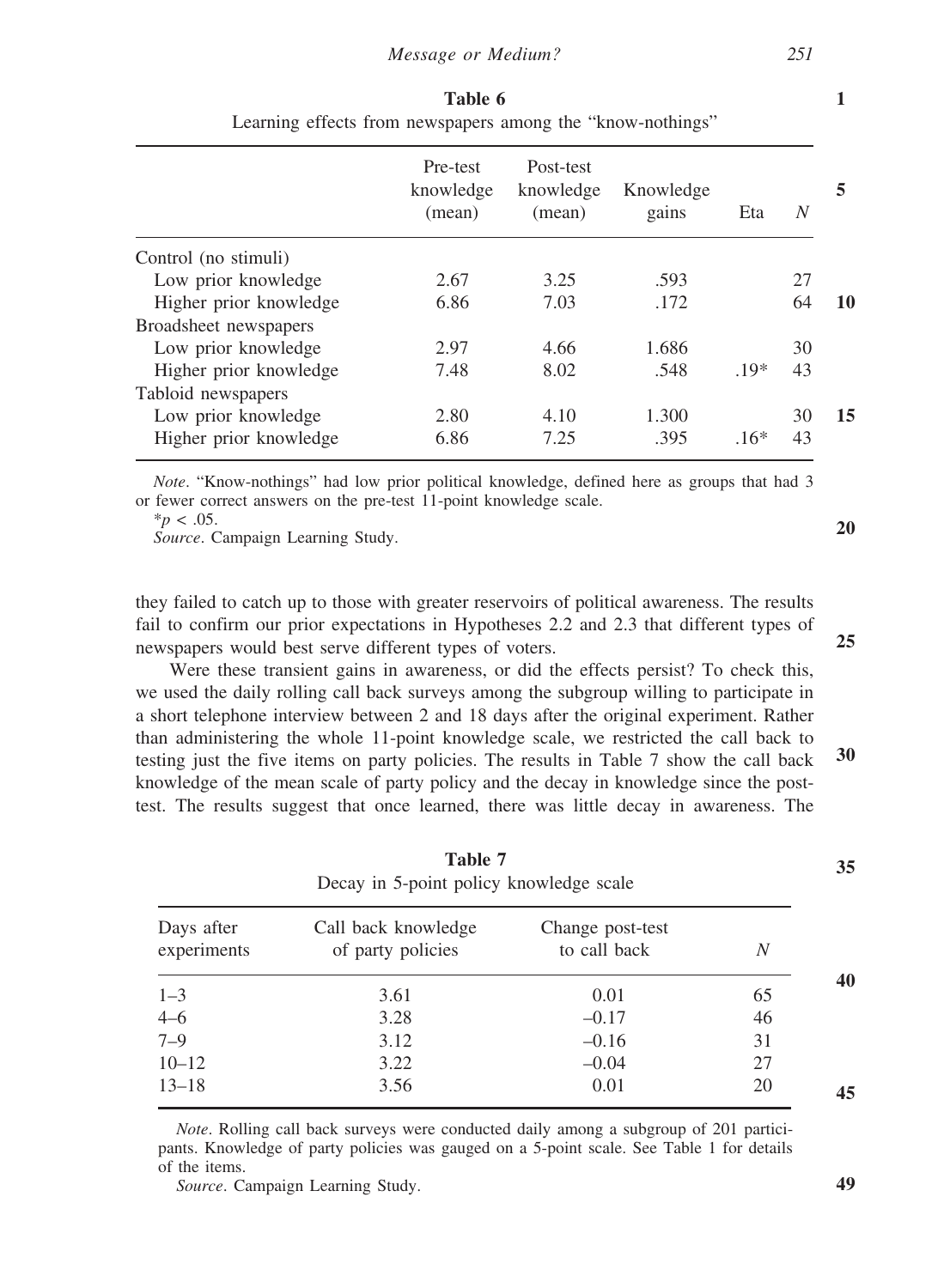**Table 6**
Learning effects from newspapers among the "know-nothings"

| | Pre-test knowledge (mean) | Post-test knowledge (mean) | Knowledge gains | Eta | *N* |
|---|---|---|---|---|---|
| Control (no stimuli) | | | | | |
| Low prior knowledge | 2.67 | 3.25 | .593 | | 27 |
| Higher prior knowledge | 6.86 | 7.03 | .172 | | 64 |
| Broadsheet newspapers | | | | | |
| Low prior knowledge | 2.97 | 4.66 | 1.686 | | 30 |
| Higher prior knowledge | 7.48 | 8.02 | .548 | .19* | 43 |
| Tabloid newspapers | | | | | |
| Low prior knowledge | 2.80 | 4.10 | 1.300 | | 30 |
| Higher prior knowledge | 6.86 | 7.25 | .395 | .16* | 43 |

*Note*. "Know-nothings" had low prior political knowledge, defined here as groups that had 3 or fewer correct answers on the pre-test 11-point knowledge scale.
*$p < .05$.
*Source*. Campaign Learning Study.

they failed to catch up to those with greater reservoirs of political awareness. The results fail to confirm our prior expectations in Hypotheses 2.2 and 2.3 that different types of newspapers would best serve different types of voters.

Were these transient gains in awareness, or did the effects persist? To check this, we used the daily rolling call back surveys among the subgroup willing to participate in a short telephone interview between 2 and 18 days after the original experiment. Rather than administering the whole 11-point knowledge scale, we restricted the call back to testing just the five items on party policies. The results in Table 7 show the call back knowledge of the mean scale of party policy and the decay in knowledge since the post-test. The results suggest that once learned, there was little decay in awareness. The

**Table 7**
Decay in 5-point policy knowledge scale

| Days after experiments | Call back knowledge of party policies | Change post-test to call back | *N* |
|---|---|---|---|
| 1–3 | 3.61 | 0.01 | 65 |
| 4–6 | 3.28 | –0.17 | 46 |
| 7–9 | 3.12 | –0.16 | 31 |
| 10–12 | 3.22 | –0.04 | 27 |
| 13–18 | 3.56 | 0.01 | 20 |

*Note*. Rolling call back surveys were conducted daily among a subgroup of 201 participants. Knowledge of party policies was gauged on a 5-point scale. See Table 1 for details of the items.
*Source*. Campaign Learning Study.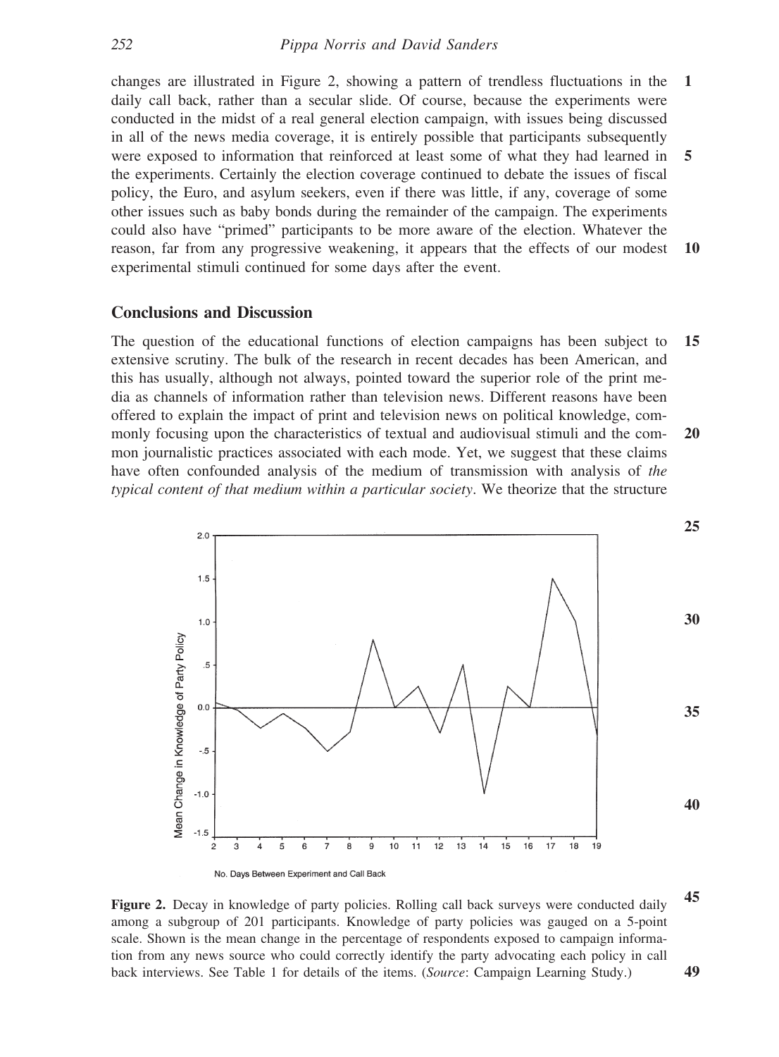changes are illustrated in Figure 2, showing a pattern of trendless fluctuations in the daily call back, rather than a secular slide. Of course, because the experiments were conducted in the midst of a real general election campaign, with issues being discussed in all of the news media coverage, it is entirely possible that participants subsequently were exposed to information that reinforced at least some of what they had learned in the experiments. Certainly the election coverage continued to debate the issues of fiscal policy, the Euro, and asylum seekers, even if there was little, if any, coverage of some other issues such as baby bonds during the remainder of the campaign. The experiments could also have "primed" participants to be more aware of the election. Whatever the reason, far from any progressive weakening, it appears that the effects of our modest experimental stimuli continued for some days after the event.

## Conclusions and Discussion

The question of the educational functions of election campaigns has been subject to extensive scrutiny. The bulk of the research in recent decades has been American, and this has usually, although not always, pointed toward the superior role of the print media as channels of information rather than television news. Different reasons have been offered to explain the impact of print and television news on political knowledge, commonly focusing upon the characteristics of textual and audiovisual stimuli and the common journalistic practices associated with each mode. Yet, we suggest that these claims have often confounded analysis of the medium of transmission with analysis of *the typical content of that medium within a particular society*. We theorize that the structure

Mean Change in Knowledge of Party Policy

2.0
1.5
1.0
.5
0.0
-.5
-1.0
-1.5

2 3 4 5 6 7 8 9 10 11 12 13 14 15 16 17 18 19

No. Days Between Experiment and Call Back

**Figure 2.** Decay in knowledge of party policies. Rolling call back surveys were conducted daily among a subgroup of 201 participants. Knowledge of party policies was gauged on a 5-point scale. Shown is the mean change in the percentage of respondents exposed to campaign information from any news source who could correctly identify the party advocating each policy in call back interviews. See Table 1 for details of the items. (*Source*: Campaign Learning Study.)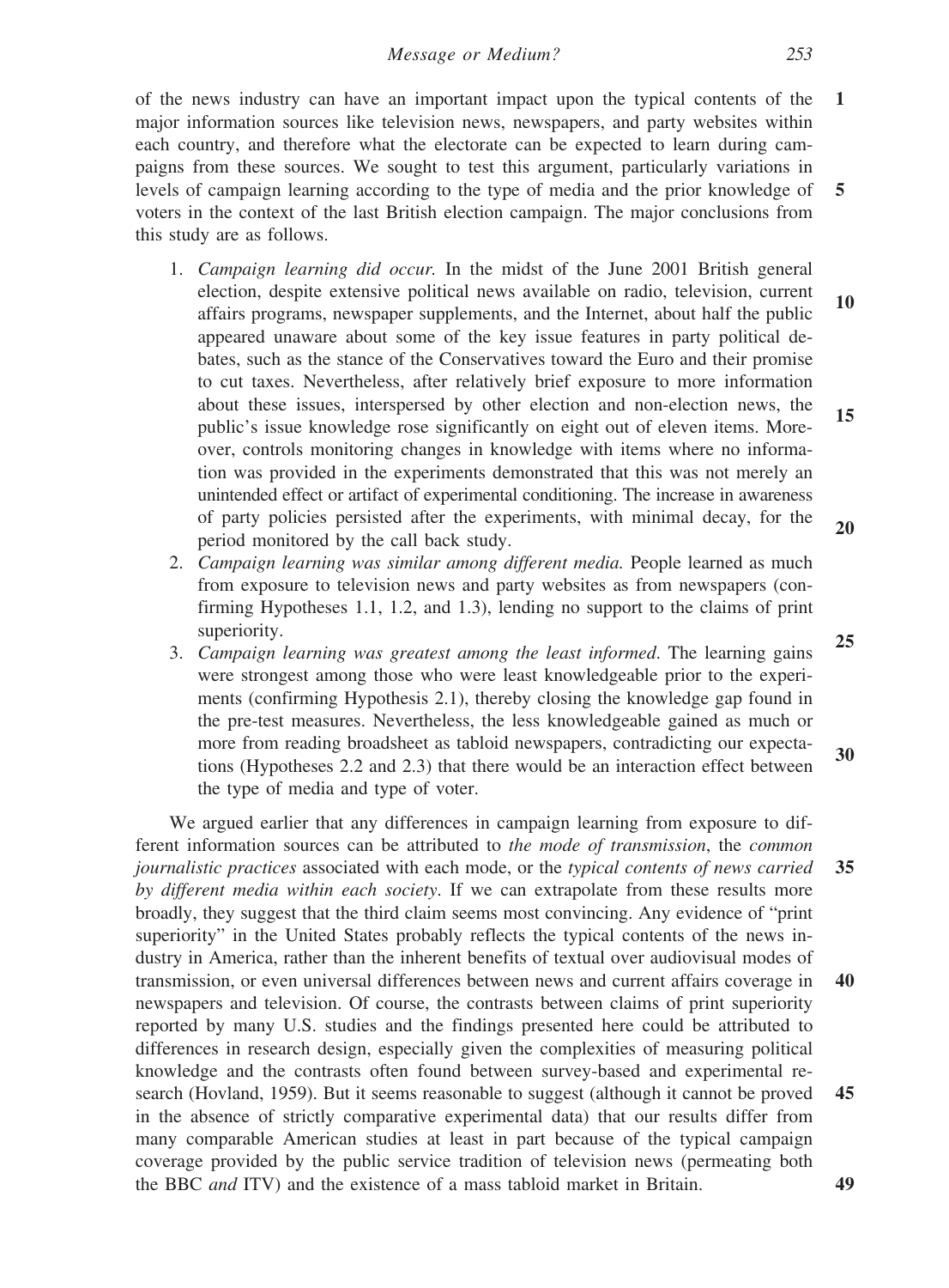of the news industry can have an important impact upon the typical contents of the major information sources like television news, newspapers, and party websites within each country, and therefore what the electorate can be expected to learn during campaigns from these sources. We sought to test this argument, particularly variations in levels of campaign learning according to the type of media and the prior knowledge of voters in the context of the last British election campaign. The major conclusions from this study are as follows.

1. *Campaign learning did occur.* In the midst of the June 2001 British general election, despite extensive political news available on radio, television, current affairs programs, newspaper supplements, and the Internet, about half the public appeared unaware about some of the key issue features in party political debates, such as the stance of the Conservatives toward the Euro and their promise to cut taxes. Nevertheless, after relatively brief exposure to more information about these issues, interspersed by other election and non-election news, the public's issue knowledge rose significantly on eight out of eleven items. Moreover, controls monitoring changes in knowledge with items where no information was provided in the experiments demonstrated that this was not merely an unintended effect or artifact of experimental conditioning. The increase in awareness of party policies persisted after the experiments, with minimal decay, for the period monitored by the call back study.
2. *Campaign learning was similar among different media.* People learned as much from exposure to television news and party websites as from newspapers (confirming Hypotheses 1.1, 1.2, and 1.3), lending no support to the claims of print superiority.
3. *Campaign learning was greatest among the least informed.* The learning gains were strongest among those who were least knowledgeable prior to the experiments (confirming Hypothesis 2.1), thereby closing the knowledge gap found in the pre-test measures. Nevertheless, the less knowledgeable gained as much or more from reading broadsheet as tabloid newspapers, contradicting our expectations (Hypotheses 2.2 and 2.3) that there would be an interaction effect between the type of media and type of voter.

We argued earlier that any differences in campaign learning from exposure to different information sources can be attributed to *the mode of transmission*, the *common journalistic practices* associated with each mode, or the *typical contents of news carried by different media within each society*. If we can extrapolate from these results more broadly, they suggest that the third claim seems most convincing. Any evidence of "print superiority" in the United States probably reflects the typical contents of the news industry in America, rather than the inherent benefits of textual over audiovisual modes of transmission, or even universal differences between news and current affairs coverage in newspapers and television. Of course, the contrasts between claims of print superiority reported by many U.S. studies and the findings presented here could be attributed to differences in research design, especially given the complexities of measuring political knowledge and the contrasts often found between survey-based and experimental research (Hovland, 1959). But it seems reasonable to suggest (although it cannot be proved in the absence of strictly comparative experimental data) that our results differ from many comparable American studies at least in part because of the typical campaign coverage provided by the public service tradition of television news (permeating both the BBC *and* ITV) and the existence of a mass tabloid market in Britain.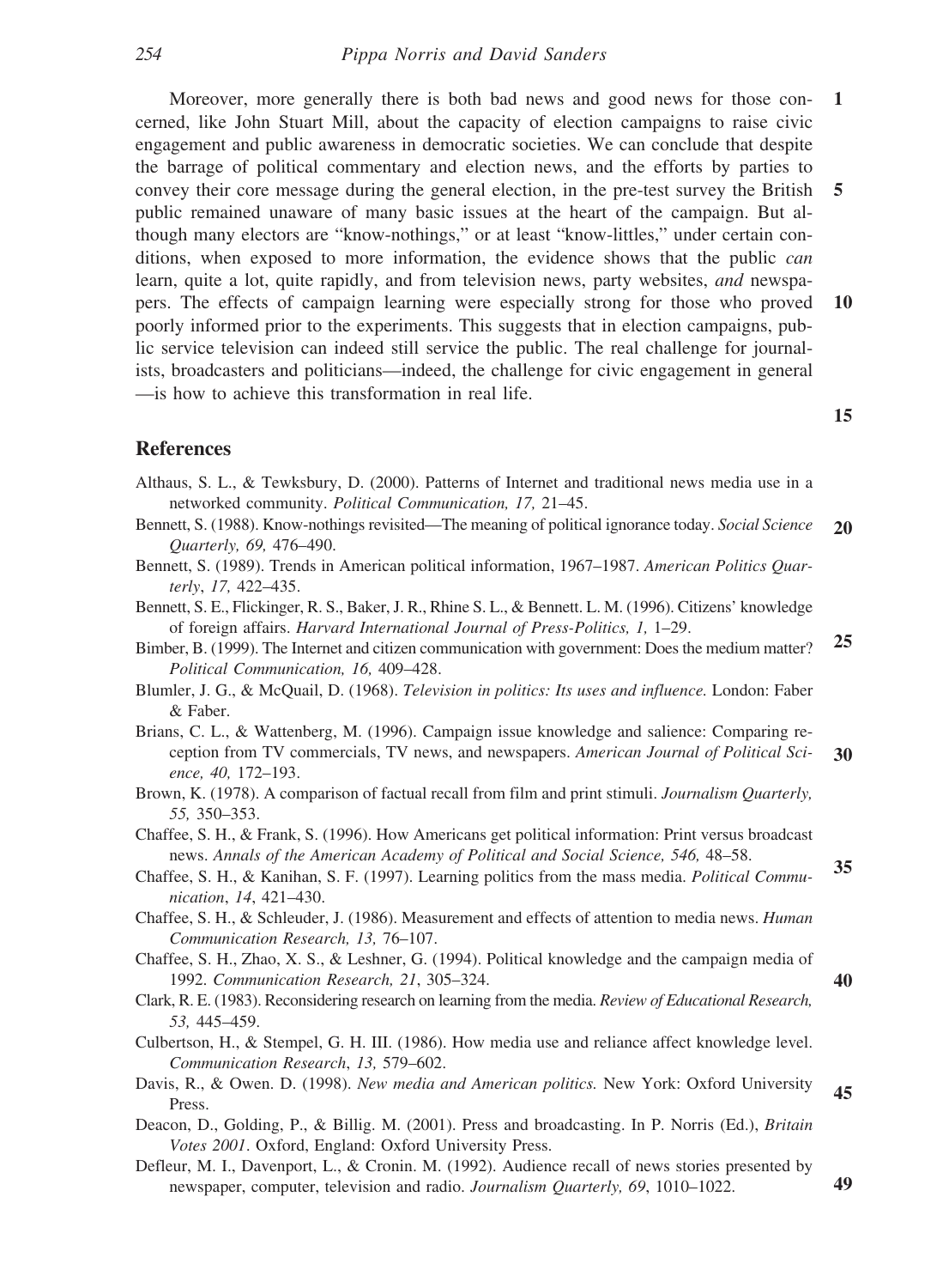Moreover, more generally there is both bad news and good news for those concerned, like John Stuart Mill, about the capacity of election campaigns to raise civic engagement and public awareness in democratic societies. We can conclude that despite the barrage of political commentary and election news, and the efforts by parties to convey their core message during the general election, in the pre-test survey the British public remained unaware of many basic issues at the heart of the campaign. But although many electors are "know-nothings," or at least "know-littles," under certain conditions, when exposed to more information, the evidence shows that the public *can* learn, quite a lot, quite rapidly, and from television news, party websites, *and* newspapers. The effects of campaign learning were especially strong for those who proved poorly informed prior to the experiments. This suggests that in election campaigns, public service television can indeed still service the public. The real challenge for journalists, broadcasters and politicians—indeed, the challenge for civic engagement in general—is how to achieve this transformation in real life.

## References

Althaus, S. L., & Tewksbury, D. (2000). Patterns of Internet and traditional news media use in a networked community. *Political Communication, 17,* 21–45.

Bennett, S. (1988). Know-nothings revisited—The meaning of political ignorance today. *Social Science Quarterly, 69,* 476–490.

Bennett, S. (1989). Trends in American political information, 1967–1987. *American Politics Quarterly*, *17,* 422–435.

Bennett, S. E., Flickinger, R. S., Baker, J. R., Rhine S. L., & Bennett. L. M. (1996). Citizens' knowledge of foreign affairs. *Harvard International Journal of Press-Politics, 1,* 1–29.

Bimber, B. (1999). The Internet and citizen communication with government: Does the medium matter? *Political Communication, 16,* 409–428.

Blumler, J. G., & McQuail, D. (1968). *Television in politics: Its uses and influence.* London: Faber & Faber.

Brians, C. L., & Wattenberg, M. (1996). Campaign issue knowledge and salience: Comparing reception from TV commercials, TV news, and newspapers. *American Journal of Political Science, 40,* 172–193.

Brown, K. (1978). A comparison of factual recall from film and print stimuli. *Journalism Quarterly, 55,* 350–353.

Chaffee, S. H., & Frank, S. (1996). How Americans get political information: Print versus broadcast news. *Annals of the American Academy of Political and Social Science, 546,* 48–58.

Chaffee, S. H., & Kanihan, S. F. (1997). Learning politics from the mass media. *Political Communication*, *14*, 421–430.

Chaffee, S. H., & Schleuder, J. (1986). Measurement and effects of attention to media news. *Human Communication Research, 13,* 76–107.

Chaffee, S. H., Zhao, X. S., & Leshner, G. (1994). Political knowledge and the campaign media of 1992. *Communication Research, 21*, 305–324.

Clark, R. E. (1983). Reconsidering research on learning from the media. *Review of Educational Research, 53,* 445–459.

Culbertson, H., & Stempel, G. H. III. (1986). How media use and reliance affect knowledge level. *Communication Research*, *13,* 579–602.

Davis, R., & Owen. D. (1998). *New media and American politics.* New York: Oxford University Press.

Deacon, D., Golding, P., & Billig. M. (2001). Press and broadcasting. In P. Norris (Ed.), *Britain Votes 2001*. Oxford, England: Oxford University Press.

Defleur, M. I., Davenport, L., & Cronin. M. (1992). Audience recall of news stories presented by newspaper, computer, television and radio. *Journalism Quarterly, 69*, 1010–1022.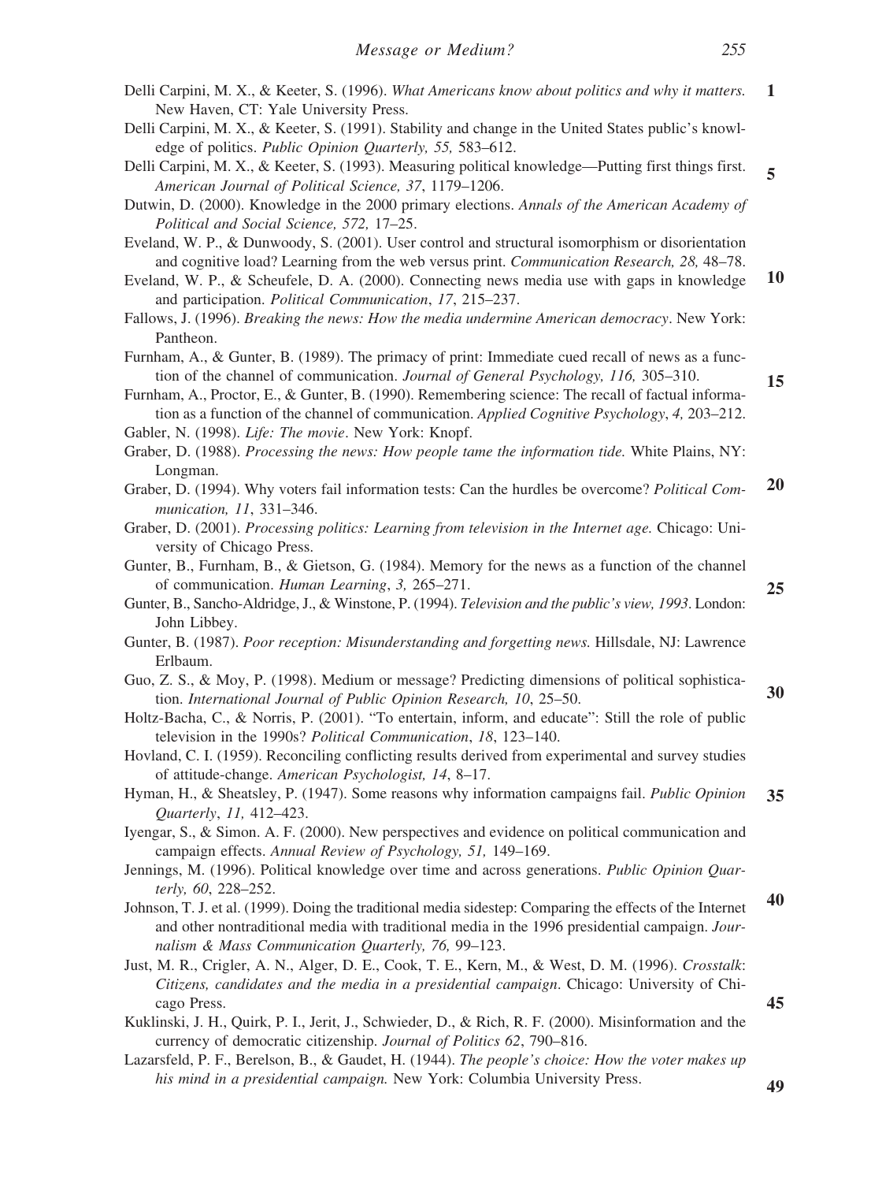Delli Carpini, M. X., & Keeter, S. (1996). *What Americans know about politics and why it matters.* New Haven, CT: Yale University Press.

Delli Carpini, M. X., & Keeter, S. (1991). Stability and change in the United States public's knowledge of politics. *Public Opinion Quarterly, 55,* 583–612.

Delli Carpini, M. X., & Keeter, S. (1993). Measuring political knowledge—Putting first things first. *American Journal of Political Science, 37*, 1179–1206.

Dutwin, D. (2000). Knowledge in the 2000 primary elections. *Annals of the American Academy of Political and Social Science, 572,* 17–25.

Eveland, W. P., & Dunwoody, S. (2001). User control and structural isomorphism or disorientation and cognitive load? Learning from the web versus print. *Communication Research, 28,* 48–78.

Eveland, W. P., & Scheufele, D. A. (2000). Connecting news media use with gaps in knowledge and participation. *Political Communication*, *17*, 215–237.

Fallows, J. (1996). *Breaking the news: How the media undermine American democracy*. New York: Pantheon.

Furnham, A., & Gunter, B. (1989). The primacy of print: Immediate cued recall of news as a function of the channel of communication. *Journal of General Psychology, 116,* 305–310.

Furnham, A., Proctor, E., & Gunter, B. (1990). Remembering science: The recall of factual information as a function of the channel of communication. *Applied Cognitive Psychology*, *4,* 203–212.

Gabler, N. (1998). *Life: The movie*. New York: Knopf.

Graber, D. (1988). *Processing the news: How people tame the information tide.* White Plains, NY: Longman.

Graber, D. (1994). Why voters fail information tests: Can the hurdles be overcome? *Political Communication, 11*, 331–346.

Graber, D. (2001). *Processing politics: Learning from television in the Internet age.* Chicago: University of Chicago Press.

Gunter, B., Furnham, B., & Gietson, G. (1984). Memory for the news as a function of the channel of communication. *Human Learning*, *3,* 265–271.

Gunter, B., Sancho-Aldridge, J., & Winstone, P. (1994). *Television and the public's view, 1993*. London: John Libbey.

Gunter, B. (1987). *Poor reception: Misunderstanding and forgetting news.* Hillsdale, NJ: Lawrence Erlbaum.

Guo, Z. S., & Moy, P. (1998). Medium or message? Predicting dimensions of political sophistication. *International Journal of Public Opinion Research, 10*, 25–50.

Holtz-Bacha, C., & Norris, P. (2001). "To entertain, inform, and educate": Still the role of public television in the 1990s? *Political Communication*, *18*, 123–140.

Hovland, C. I. (1959). Reconciling conflicting results derived from experimental and survey studies of attitude-change. *American Psychologist, 14*, 8–17.

Hyman, H., & Sheatsley, P. (1947). Some reasons why information campaigns fail. *Public Opinion Quarterly*, *11,* 412–423.

Iyengar, S., & Simon. A. F. (2000). New perspectives and evidence on political communication and campaign effects. *Annual Review of Psychology, 51,* 149–169.

Jennings, M. (1996). Political knowledge over time and across generations. *Public Opinion Quarterly, 60*, 228–252.

Johnson, T. J. et al. (1999). Doing the traditional media sidestep: Comparing the effects of the Internet and other nontraditional media with traditional media in the 1996 presidential campaign. *Journalism & Mass Communication Quarterly, 76,* 99–123.

Just, M. R., Crigler, A. N., Alger, D. E., Cook, T. E., Kern, M., & West, D. M. (1996). *Crosstalk*: *Citizens, candidates and the media in a presidential campaign*. Chicago: University of Chicago Press.

Kuklinski, J. H., Quirk, P. I., Jerit, J., Schwieder, D., & Rich, R. F. (2000). Misinformation and the currency of democratic citizenship. *Journal of Politics 62*, 790–816.

Lazarsfeld, P. F., Berelson, B., & Gaudet, H. (1944). *The people's choice: How the voter makes up his mind in a presidential campaign.* New York: Columbia University Press.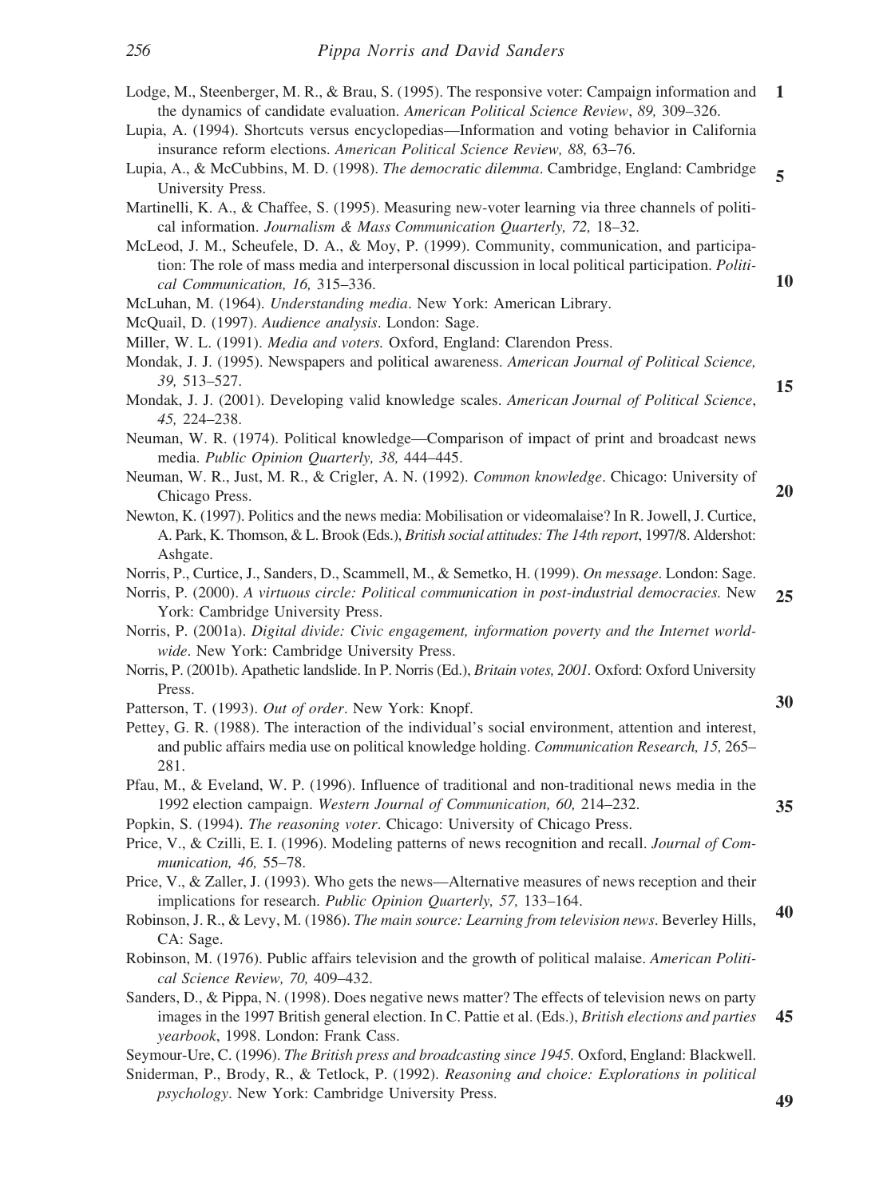Lodge, M., Steenberger, M. R., & Brau, S. (1995). The responsive voter: Campaign information and the dynamics of candidate evaluation. *American Political Science Review*, *89,* 309–326.

Lupia, A. (1994). Shortcuts versus encyclopedias—Information and voting behavior in California insurance reform elections. *American Political Science Review, 88,* 63–76.

Lupia, A., & McCubbins, M. D. (1998). *The democratic dilemma*. Cambridge, England: Cambridge University Press.

Martinelli, K. A., & Chaffee, S. (1995). Measuring new-voter learning via three channels of political information. *Journalism & Mass Communication Quarterly, 72,* 18–32.

McLeod, J. M., Scheufele, D. A., & Moy, P. (1999). Community, communication, and participation: The role of mass media and interpersonal discussion in local political participation. *Political Communication, 16,* 315–336.

McLuhan, M. (1964). *Understanding media*. New York: American Library.

McQuail, D. (1997). *Audience analysis*. London: Sage.

Miller, W. L. (1991). *Media and voters.* Oxford, England: Clarendon Press.

Mondak, J. J. (1995). Newspapers and political awareness. *American Journal of Political Science, 39,* 513–527.

Mondak, J. J. (2001). Developing valid knowledge scales. *American Journal of Political Science*, *45,* 224–238.

Neuman, W. R. (1974). Political knowledge—Comparison of impact of print and broadcast news media. *Public Opinion Quarterly, 38,* 444–445.

Neuman, W. R., Just, M. R., & Crigler, A. N. (1992). *Common knowledge*. Chicago: University of Chicago Press.

Newton, K. (1997). Politics and the news media: Mobilisation or videomalaise? In R. Jowell, J. Curtice, A. Park, K. Thomson, & L. Brook (Eds.), *British social attitudes: The 14th report*, 1997/8. Aldershot: Ashgate.

Norris, P., Curtice, J., Sanders, D., Scammell, M., & Semetko, H. (1999). *On message*. London: Sage.

Norris, P. (2000). *A virtuous circle: Political communication in post-industrial democracies.* New York: Cambridge University Press.

Norris, P. (2001a). *Digital divide: Civic engagement, information poverty and the Internet worldwide*. New York: Cambridge University Press.

Norris, P. (2001b). Apathetic landslide. In P. Norris (Ed.), *Britain votes, 2001.* Oxford: Oxford University Press.

Patterson, T. (1993). *Out of order*. New York: Knopf.

Pettey, G. R. (1988). The interaction of the individual's social environment, attention and interest, and public affairs media use on political knowledge holding. *Communication Research, 15,* 265–281.

Pfau, M., & Eveland, W. P. (1996). Influence of traditional and non-traditional news media in the 1992 election campaign. *Western Journal of Communication, 60,* 214–232.

Popkin, S. (1994). *The reasoning voter*. Chicago: University of Chicago Press.

Price, V., & Czilli, E. I. (1996). Modeling patterns of news recognition and recall. *Journal of Communication, 46,* 55–78.

Price, V., & Zaller, J. (1993). Who gets the news—Alternative measures of news reception and their implications for research. *Public Opinion Quarterly, 57,* 133–164.

Robinson, J. R., & Levy, M. (1986). *The main source: Learning from television news*. Beverley Hills, CA: Sage.

Robinson, M. (1976). Public affairs television and the growth of political malaise. *American Political Science Review, 70,* 409–432.

Sanders, D., & Pippa, N. (1998). Does negative news matter? The effects of television news on party images in the 1997 British general election. In C. Pattie et al. (Eds.), *British elections and parties yearbook*, 1998. London: Frank Cass.

Seymour-Ure, C. (1996). *The British press and broadcasting since 1945.* Oxford, England: Blackwell.

Sniderman, P., Brody, R., & Tetlock, P. (1992). *Reasoning and choice: Explorations in political psychology*. New York: Cambridge University Press.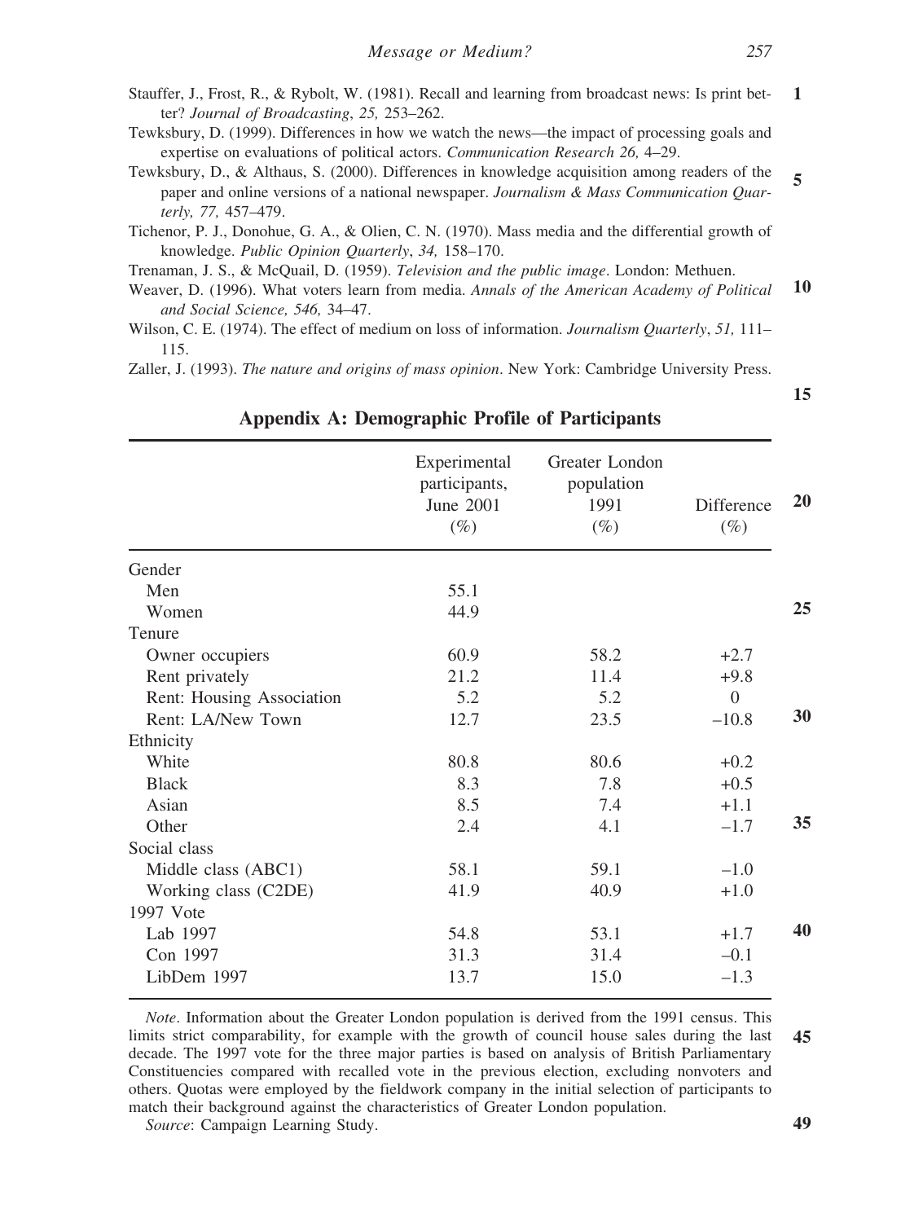Stauffer, J., Frost, R., & Rybolt, W. (1981). Recall and learning from broadcast news: Is print better? *Journal of Broadcasting*, *25,* 253–262.

Tewksbury, D. (1999). Differences in how we watch the news—the impact of processing goals and expertise on evaluations of political actors. *Communication Research 26,* 4–29.

Tewksbury, D., & Althaus, S. (2000). Differences in knowledge acquisition among readers of the paper and online versions of a national newspaper. *Journalism & Mass Communication Quarterly, 77,* 457–479.

Tichenor, P. J., Donohue, G. A., & Olien, C. N. (1970). Mass media and the differential growth of knowledge. *Public Opinion Quarterly*, *34,* 158–170.

Trenaman, J. S., & McQuail, D. (1959). *Television and the public image*. London: Methuen.

Weaver, D. (1996). What voters learn from media. *Annals of the American Academy of Political and Social Science, 546,* 34–47.

Wilson, C. E. (1974). The effect of medium on loss of information. *Journalism Quarterly*, *51,* 111–115.

Zaller, J. (1993). *The nature and origins of mass opinion*. New York: Cambridge University Press.

## Appendix A: Demographic Profile of Participants

| | Experimental participants, June 2001 (%) | Greater London population 1991 (%) | Difference (%) |
|---|---|---|---|
| Gender | | | |
| Men | 55.1 | | |
| Women | 44.9 | | |
| Tenure | | | |
| Owner occupiers | 60.9 | 58.2 | +2.7 |
| Rent privately | 21.2 | 11.4 | +9.8 |
| Rent: Housing Association | 5.2 | 5.2 | 0 |
| Rent: LA/New Town | 12.7 | 23.5 | –10.8 |
| Ethnicity | | | |
| White | 80.8 | 80.6 | +0.2 |
| Black | 8.3 | 7.8 | +0.5 |
| Asian | 8.5 | 7.4 | +1.1 |
| Other | 2.4 | 4.1 | –1.7 |
| Social class | | | |
| Middle class (ABC1) | 58.1 | 59.1 | –1.0 |
| Working class (C2DE) | 41.9 | 40.9 | +1.0 |
| 1997 Vote | | | |
| Lab 1997 | 54.8 | 53.1 | +1.7 |
| Con 1997 | 31.3 | 31.4 | –0.1 |
| LibDem 1997 | 13.7 | 15.0 | –1.3 |

*Note*. Information about the Greater London population is derived from the 1991 census. This limits strict comparability, for example with the growth of council house sales during the last decade. The 1997 vote for the three major parties is based on analysis of British Parliamentary Constituencies compared with recalled vote in the previous election, excluding nonvoters and others. Quotas were employed by the fieldwork company in the initial selection of participants to match their background against the characteristics of Greater London population.

*Source*: Campaign Learning Study.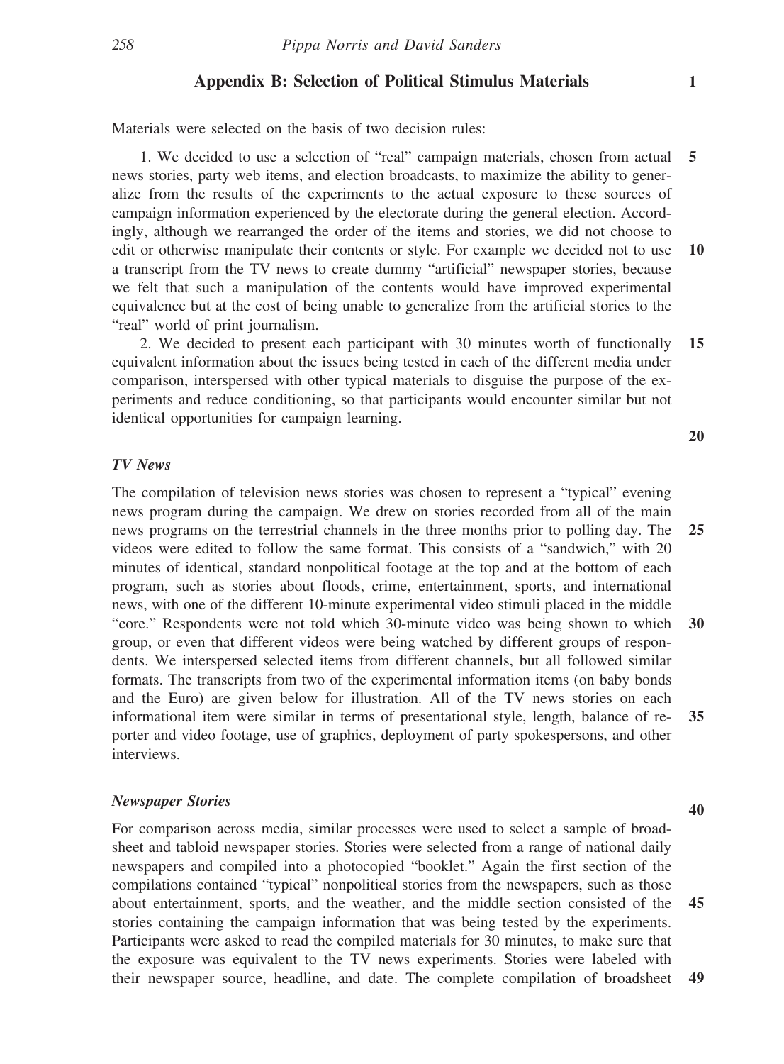## Appendix B: Selection of Political Stimulus Materials

Materials were selected on the basis of two decision rules:

1. We decided to use a selection of "real" campaign materials, chosen from actual news stories, party web items, and election broadcasts, to maximize the ability to generalize from the results of the experiments to the actual exposure to these sources of campaign information experienced by the electorate during the general election. Accordingly, although we rearranged the order of the items and stories, we did not choose to edit or otherwise manipulate their contents or style. For example we decided not to use a transcript from the TV news to create dummy "artificial" newspaper stories, because we felt that such a manipulation of the contents would have improved experimental equivalence but at the cost of being unable to generalize from the artificial stories to the "real" world of print journalism.

2. We decided to present each participant with 30 minutes worth of functionally equivalent information about the issues being tested in each of the different media under comparison, interspersed with other typical materials to disguise the purpose of the experiments and reduce conditioning, so that participants would encounter similar but not identical opportunities for campaign learning.

### *TV News*

The compilation of television news stories was chosen to represent a "typical" evening news program during the campaign. We drew on stories recorded from all of the main news programs on the terrestrial channels in the three months prior to polling day. The videos were edited to follow the same format. This consists of a "sandwich," with 20 minutes of identical, standard nonpolitical footage at the top and at the bottom of each program, such as stories about floods, crime, entertainment, sports, and international news, with one of the different 10-minute experimental video stimuli placed in the middle "core." Respondents were not told which 30-minute video was being shown to which group, or even that different videos were being watched by different groups of respondents. We interspersed selected items from different channels, but all followed similar formats. The transcripts from two of the experimental information items (on baby bonds and the Euro) are given below for illustration. All of the TV news stories on each informational item were similar in terms of presentational style, length, balance of reporter and video footage, use of graphics, deployment of party spokespersons, and other interviews.

### *Newspaper Stories*

For comparison across media, similar processes were used to select a sample of broadsheet and tabloid newspaper stories. Stories were selected from a range of national daily newspapers and compiled into a photocopied "booklet." Again the first section of the compilations contained "typical" nonpolitical stories from the newspapers, such as those about entertainment, sports, and the weather, and the middle section consisted of the stories containing the campaign information that was being tested by the experiments. Participants were asked to read the compiled materials for 30 minutes, to make sure that the exposure was equivalent to the TV news experiments. Stories were labeled with their newspaper source, headline, and date. The complete compilation of broadsheet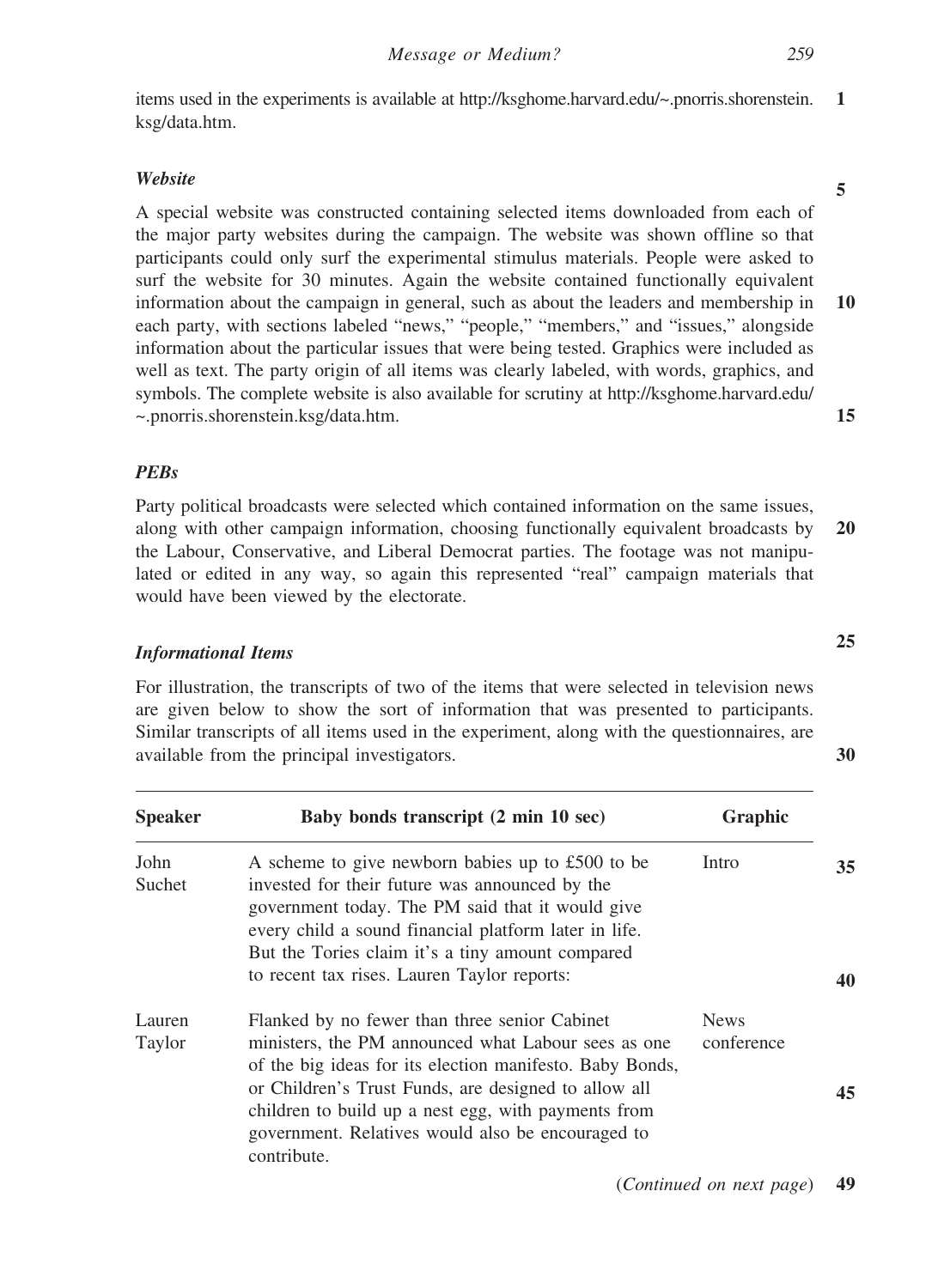items used in the experiments is available at http://ksghome.harvard.edu/~.pnorris.shorenstein.ksg/data.htm.

### *Website*

A special website was constructed containing selected items downloaded from each of the major party websites during the campaign. The website was shown offline so that participants could only surf the experimental stimulus materials. People were asked to surf the website for 30 minutes. Again the website contained functionally equivalent information about the campaign in general, such as about the leaders and membership in each party, with sections labeled "news," "people," "members," and "issues," alongside information about the particular issues that were being tested. Graphics were included as well as text. The party origin of all items was clearly labeled, with words, graphics, and symbols. The complete website is also available for scrutiny at http://ksghome.harvard.edu/~.pnorris.shorenstein.ksg/data.htm.

### *PEBs*

Party political broadcasts were selected which contained information on the same issues, along with other campaign information, choosing functionally equivalent broadcasts by the Labour, Conservative, and Liberal Democrat parties. The footage was not manipulated or edited in any way, so again this represented "real" campaign materials that would have been viewed by the electorate.

### *Informational Items*

For illustration, the transcripts of two of the items that were selected in television news are given below to show the sort of information that was presented to participants. Similar transcripts of all items used in the experiment, along with the questionnaires, are available from the principal investigators.

| Speaker | Baby bonds transcript (2 min 10 sec) | Graphic |
|---|---|---|
| John Suchet | A scheme to give newborn babies up to £500 to be invested for their future was announced by the government today. The PM said that it would give every child a sound financial platform later in life. But the Tories claim it's a tiny amount compared to recent tax rises. Lauren Taylor reports: | Intro |
| Lauren Taylor | Flanked by no fewer than three senior Cabinet ministers, the PM announced what Labour sees as one of the big ideas for its election manifesto. Baby Bonds, or Children's Trust Funds, are designed to allow all children to build up a nest egg, with payments from government. Relatives would also be encouraged to contribute. | News conference |

(*Continued on next page*)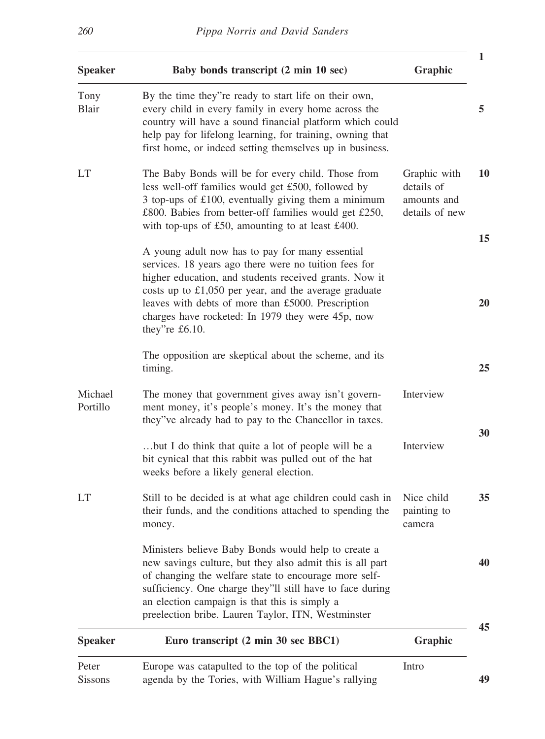| Speaker | Baby bonds transcript (2 min 10 sec) | Graphic |
|---|---|---|
| Tony Blair | By the time they"re ready to start life on their own, every child in every family in every home across the country will have a sound financial platform which could help pay for lifelong learning, for training, owning that first home, or indeed setting themselves up in business. | |
| LT | The Baby Bonds will be for every child. Those from less well-off families would get £500, followed by 3 top-ups of £100, eventually giving them a minimum £800. Babies from better-off families would get £250, with top-ups of £50, amounting to at least £400. | Graphic with details of amounts and details of new |
| | A young adult now has to pay for many essential services. 18 years ago there were no tuition fees for higher education, and students received grants. Now it costs up to £1,050 per year, and the average graduate leaves with debts of more than £5000. Prescription charges have rocketed: In 1979 they were 45p, now they"re £6.10. | |
| | The opposition are skeptical about the scheme, and its timing. | |
| Michael Portillo | The money that government gives away isn't government money, it's people's money. It's the money that they"ve already had to pay to the Chancellor in taxes. | Interview |
| | …but I do think that quite a lot of people will be a bit cynical that this rabbit was pulled out of the hat weeks before a likely general election. | Interview |
| LT | Still to be decided is at what age children could cash in their funds, and the conditions attached to spending the money. | Nice child painting to camera |
| | Ministers believe Baby Bonds would help to create a new savings culture, but they also admit this is all part of changing the welfare state to encourage more self-sufficiency. One charge they"ll still have to face during an election campaign is that this is simply a preelection bribe. Lauren Taylor, ITN, Westminster | |

| Speaker | Euro transcript (2 min 30 sec BBC1) | Graphic |
|---|---|---|
| Peter Sissons | Europe was catapulted to the top of the political agenda by the Tories, with William Hague's rallying | Intro |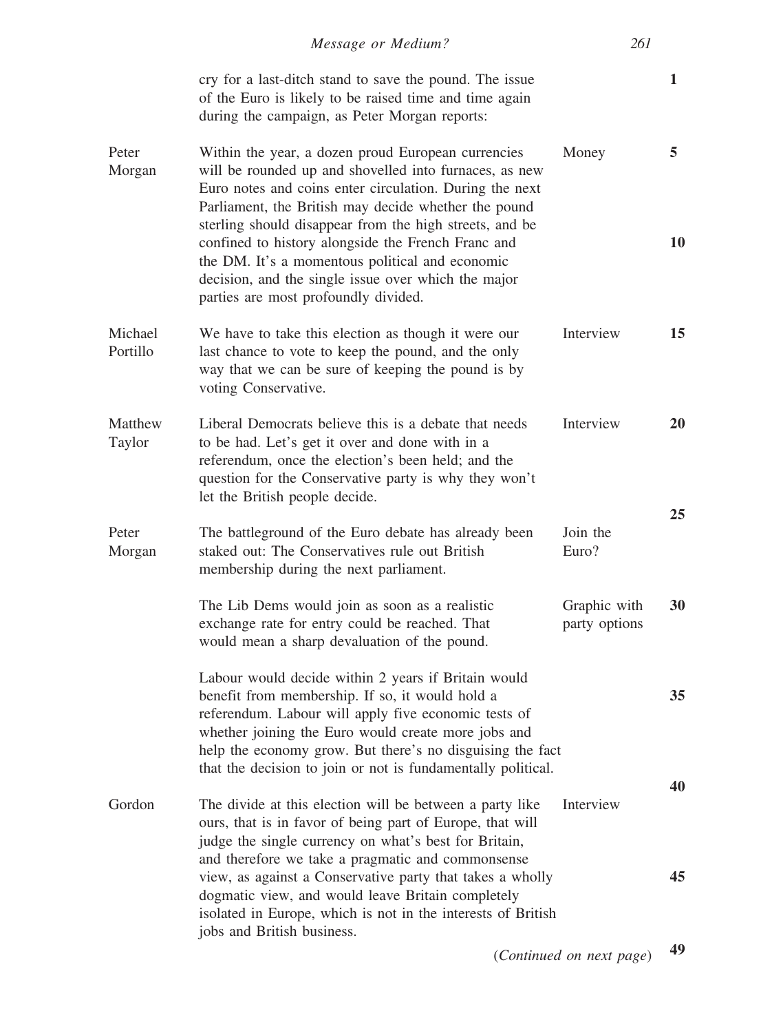| Speaker | Text | Visual | Line |
|---|---|---|---|
| | cry for a last-ditch stand to save the pound. The issue of the Euro is likely to be raised time and time again during the campaign, as Peter Morgan reports: | | 1 |
| Peter Morgan | Within the year, a dozen proud European currencies will be rounded up and shovelled into furnaces, as new Euro notes and coins enter circulation. During the next Parliament, the British may decide whether the pound sterling should disappear from the high streets, and be confined to history alongside the French Franc and the DM. It's a momentous political and economic decision, and the single issue over which the major parties are most profoundly divided. | Money | 5, 10 |
| Michael Portillo | We have to take this election as though it were our last chance to vote to keep the pound, and the only way that we can be sure of keeping the pound is by voting Conservative. | Interview | 15 |
| Matthew Taylor | Liberal Democrats believe this is a debate that needs to be had. Let's get it over and done with in a referendum, once the election's been held; and the question for the Conservative party is why they won't let the British people decide. | Interview | 20 |
| Peter Morgan | The battleground of the Euro debate has already been staked out: The Conservatives rule out British membership during the next parliament. | Join the Euro? | 25 |
| | The Lib Dems would join as soon as a realistic exchange rate for entry could be reached. That would mean a sharp devaluation of the pound. | Graphic with party options | 30 |
| | Labour would decide within 2 years if Britain would benefit from membership. If so, it would hold a referendum. Labour will apply five economic tests of whether joining the Euro would create more jobs and help the economy grow. But there's no disguising the fact that the decision to join or not is fundamentally political. | | 35 |
| Gordon | The divide at this election will be between a party like ours, that is in favor of being part of Europe, that will judge the single currency on what's best for Britain, and therefore we take a pragmatic and commonsense view, as against a Conservative party that takes a wholly dogmatic view, and would leave Britain completely isolated in Europe, which is not in the interests of British jobs and British business. | Interview | 40, 45 |
| | | | 49 |

(*Continued on next page*)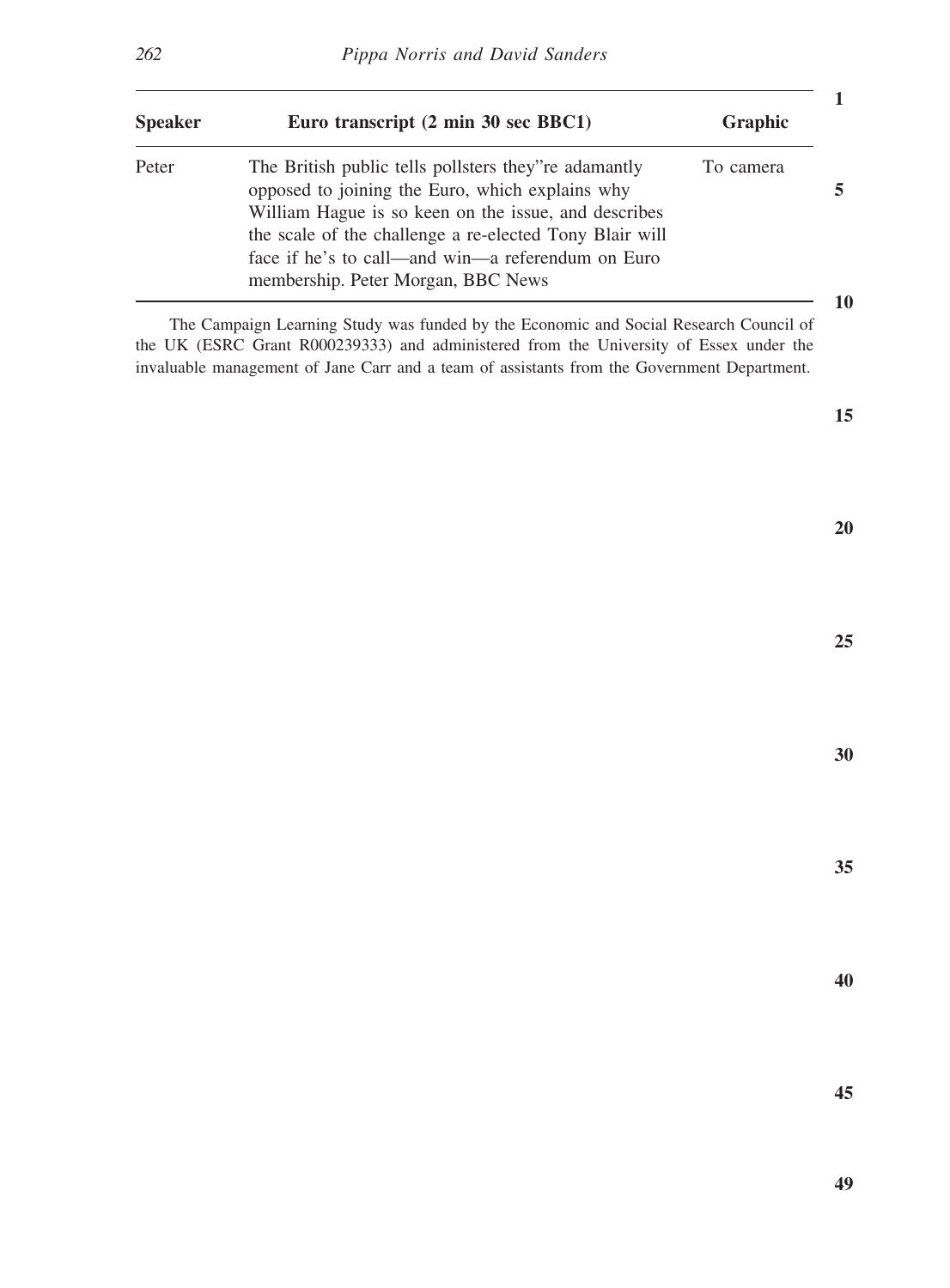| Speaker | Euro transcript (2 min 30 sec BBC1) | Graphic |
| --- | --- | --- |
| Peter | The British public tells pollsters they"re adamantly opposed to joining the Euro, which explains why William Hague is so keen on the issue, and describes the scale of the challenge a re-elected Tony Blair will face if he's to call—and win—a referendum on Euro membership. Peter Morgan, BBC News | To camera |

The Campaign Learning Study was funded by the Economic and Social Research Council of the UK (ESRC Grant R000239333) and administered from the University of Essex under the invaluable management of Jane Carr and a team of assistants from the Government Department.